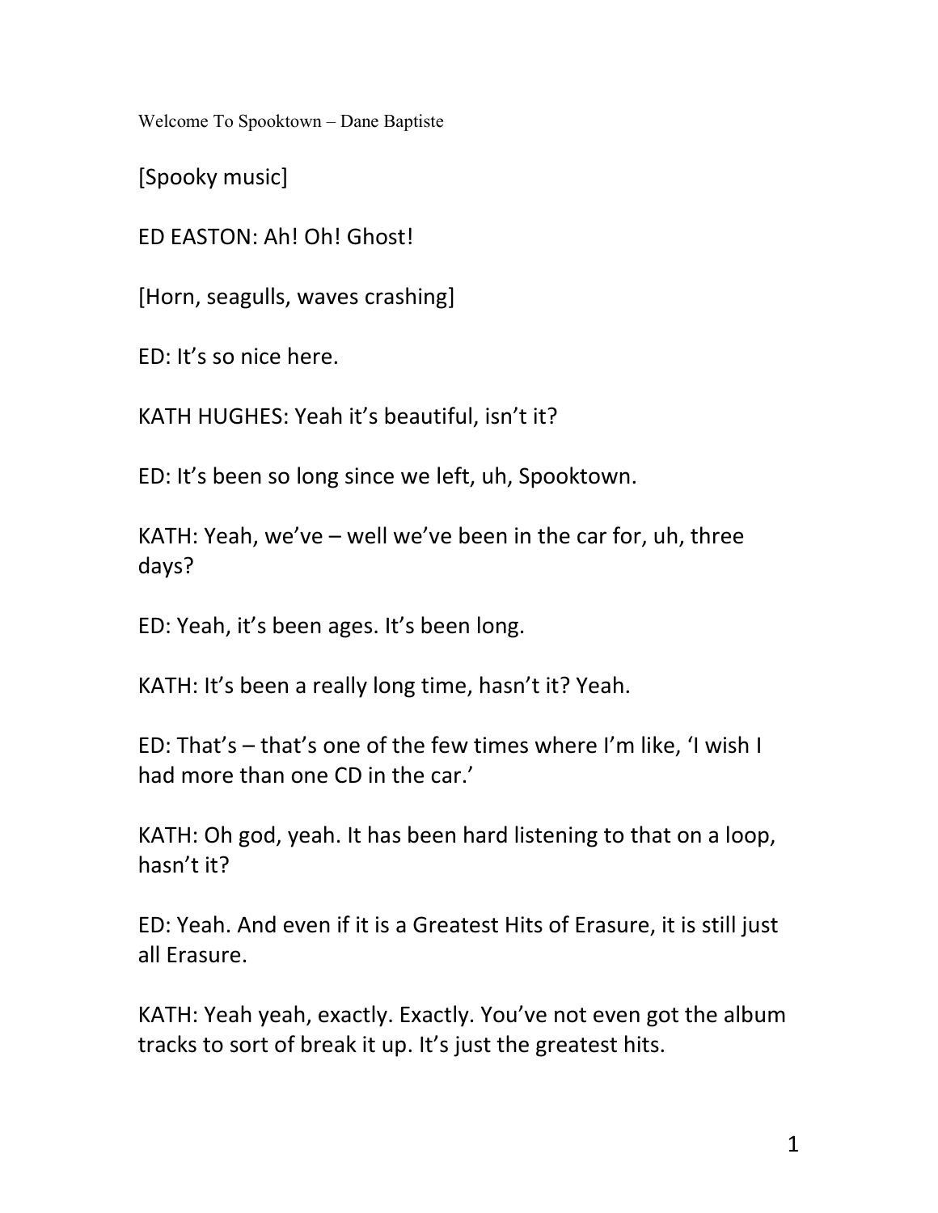Welcome To Spooktown – Dane Baptiste

[Spooky music]

ED EASTON: Ah! Oh! Ghost!

[Horn, seagulls, waves crashing]

ED: It's so nice here.

KATH HUGHES: Yeah it's beautiful, isn't it?

ED: It's been so long since we left, uh, Spooktown.

KATH: Yeah, we've – well we've been in the car for, uh, three days?

ED: Yeah, it's been ages. It's been long.

KATH: It's been a really long time, hasn't it? Yeah.

ED: That's – that's one of the few times where I'm like, 'I wish I had more than one CD in the car.'

KATH: Oh god, yeah. It has been hard listening to that on a loop, hasn't it?

ED: Yeah. And even if it is a Greatest Hits of Erasure, it is still just all Erasure.

KATH: Yeah yeah, exactly. Exactly. You've not even got the album tracks to sort of break it up. It's just the greatest hits.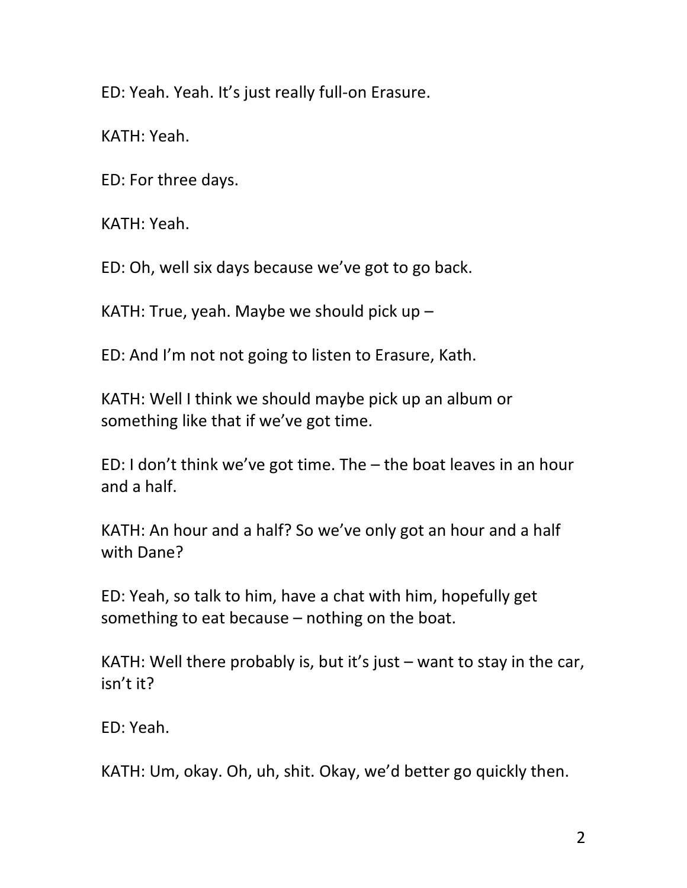ED: Yeah. Yeah. It's just really full-on Erasure.

KATH: Yeah.

ED: For three days.

KATH: Yeah.

ED: Oh, well six days because we've got to go back.

KATH: True, yeah. Maybe we should pick up –

ED: And I'm not not going to listen to Erasure, Kath.

KATH: Well I think we should maybe pick up an album or something like that if we've got time.

ED: I don't think we've got time. The – the boat leaves in an hour and a half.

KATH: An hour and a half? So we've only got an hour and a half with Dane?

ED: Yeah, so talk to him, have a chat with him, hopefully get something to eat because – nothing on the boat.

KATH: Well there probably is, but it's just – want to stay in the car, isn't it?

ED: Yeah.

KATH: Um, okay. Oh, uh, shit. Okay, we'd better go quickly then.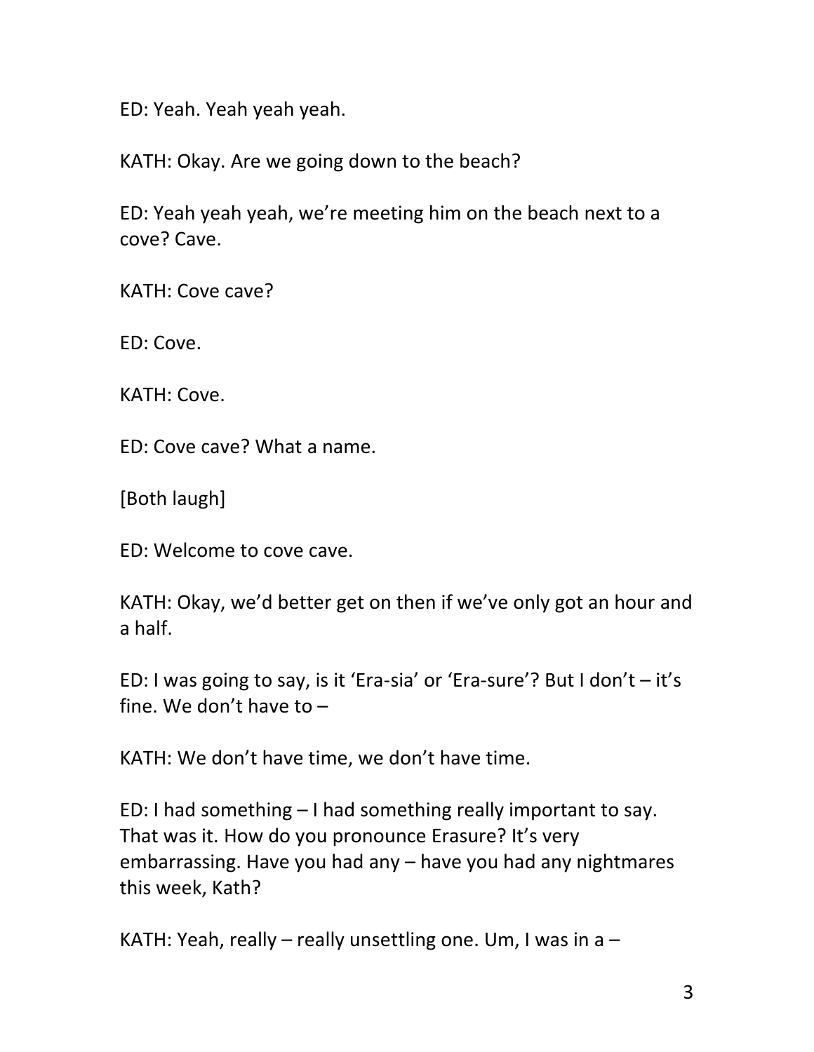ED: Yeah. Yeah yeah yeah.

KATH: Okay. Are we going down to the beach?

ED: Yeah yeah yeah, we're meeting him on the beach next to a cove? Cave.

KATH: Cove cave?

ED: Cove.

KATH: Cove.

ED: Cove cave? What a name.

[Both laugh]

ED: Welcome to cove cave.

KATH: Okay, we'd better get on then if we've only got an hour and a half.

ED: I was going to say, is it 'Era-sia' or 'Era-sure'? But I don't – it's fine. We don't have to –

KATH: We don't have time, we don't have time.

ED: I had something – I had something really important to say. That was it. How do you pronounce Erasure? It's very embarrassing. Have you had any – have you had any nightmares this week, Kath?

KATH: Yeah, really – really unsettling one. Um, I was in a –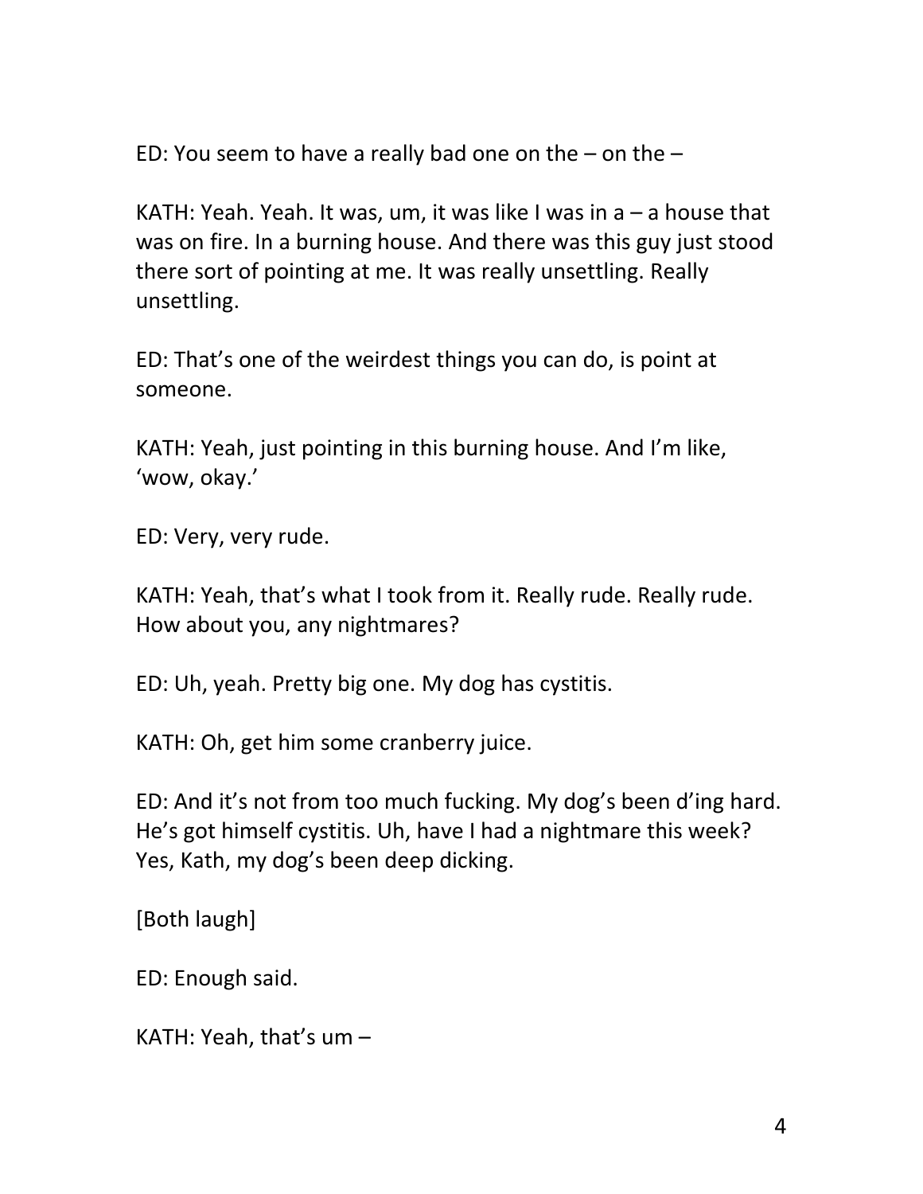ED: You seem to have a really bad one on the – on the –

KATH: Yeah. Yeah. It was, um, it was like I was in a – a house that was on fire. In a burning house. And there was this guy just stood there sort of pointing at me. It was really unsettling. Really unsettling.

ED: That's one of the weirdest things you can do, is point at someone.

KATH: Yeah, just pointing in this burning house. And I'm like, 'wow, okay.'

ED: Very, very rude.

KATH: Yeah, that's what I took from it. Really rude. Really rude. How about you, any nightmares?

ED: Uh, yeah. Pretty big one. My dog has cystitis.

KATH: Oh, get him some cranberry juice.

ED: And it's not from too much fucking. My dog's been d'ing hard. He's got himself cystitis. Uh, have I had a nightmare this week? Yes, Kath, my dog's been deep dicking.

[Both laugh]

ED: Enough said.

KATH: Yeah, that's um –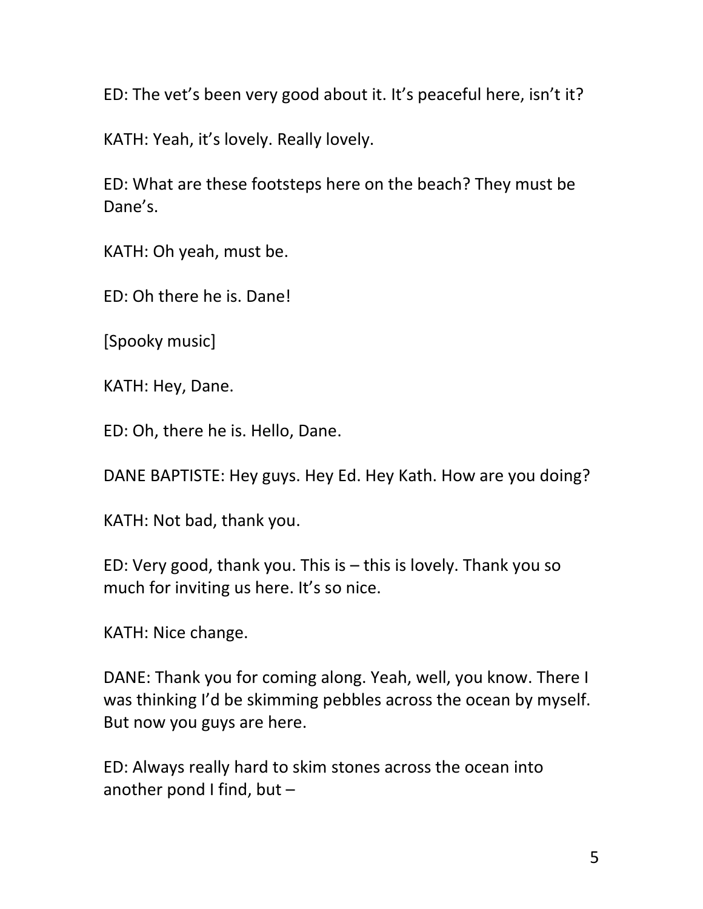ED: The vet's been very good about it. It's peaceful here, isn't it?

KATH: Yeah, it's lovely. Really lovely.

ED: What are these footsteps here on the beach? They must be Dane's.

KATH: Oh yeah, must be.

ED: Oh there he is. Dane!

[Spooky music]

KATH: Hey, Dane.

ED: Oh, there he is. Hello, Dane.

DANE BAPTISTE: Hey guys. Hey Ed. Hey Kath. How are you doing?

KATH: Not bad, thank you.

ED: Very good, thank you. This is – this is lovely. Thank you so much for inviting us here. It's so nice.

KATH: Nice change.

DANE: Thank you for coming along. Yeah, well, you know. There I was thinking I'd be skimming pebbles across the ocean by myself. But now you guys are here.

ED: Always really hard to skim stones across the ocean into another pond I find, but –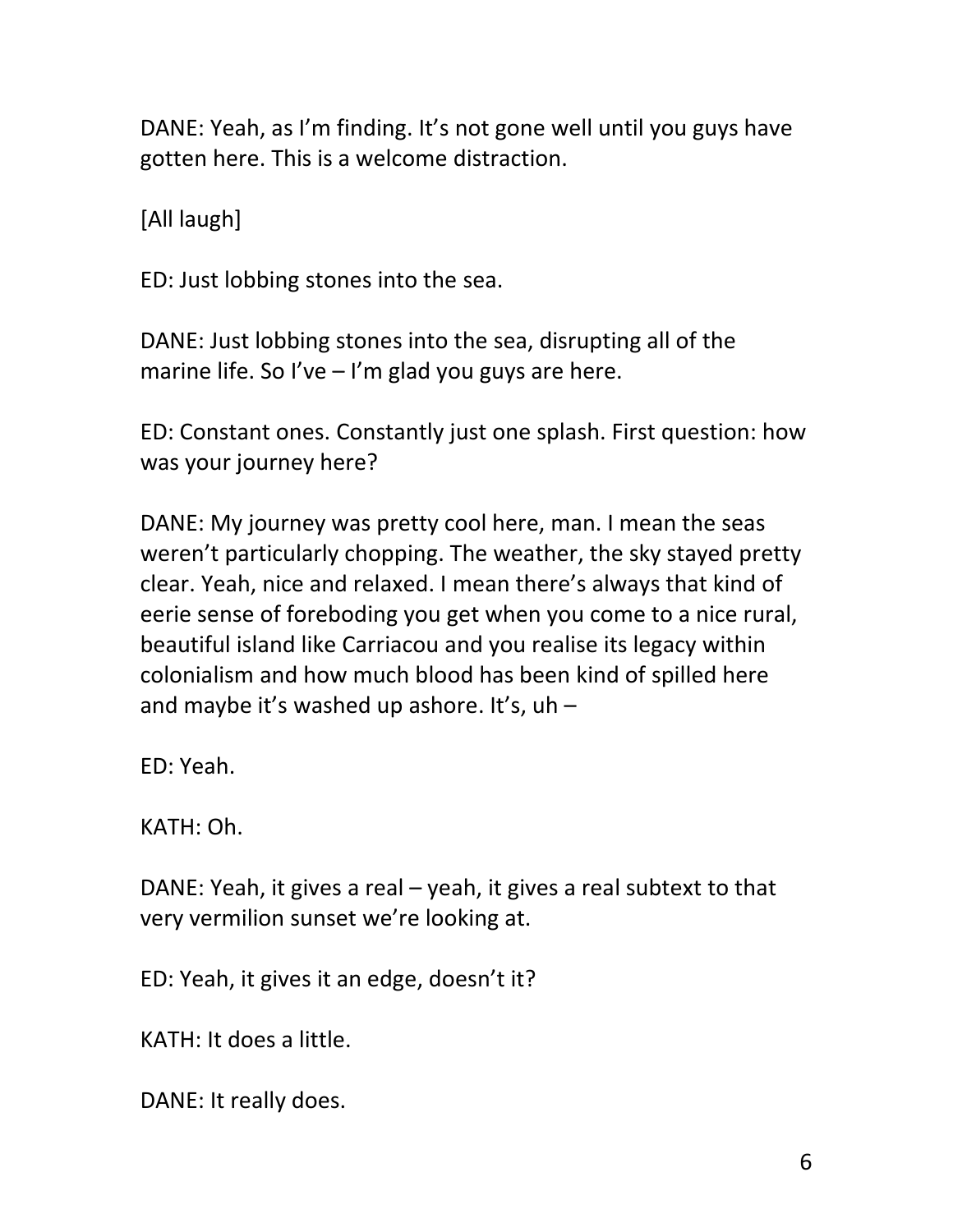DANE: Yeah, as I'm finding. It's not gone well until you guys have gotten here. This is a welcome distraction.

[All laugh]

ED: Just lobbing stones into the sea.

DANE: Just lobbing stones into the sea, disrupting all of the marine life. So I've – I'm glad you guys are here.

ED: Constant ones. Constantly just one splash. First question: how was your journey here?

DANE: My journey was pretty cool here, man. I mean the seas weren't particularly chopping. The weather, the sky stayed pretty clear. Yeah, nice and relaxed. I mean there's always that kind of eerie sense of foreboding you get when you come to a nice rural, beautiful island like Carriacou and you realise its legacy within colonialism and how much blood has been kind of spilled here and maybe it's washed up ashore. It's, uh –

ED: Yeah.

KATH: Oh.

DANE: Yeah, it gives a real – yeah, it gives a real subtext to that very vermilion sunset we're looking at.

ED: Yeah, it gives it an edge, doesn't it?

KATH: It does a little.

DANE: It really does.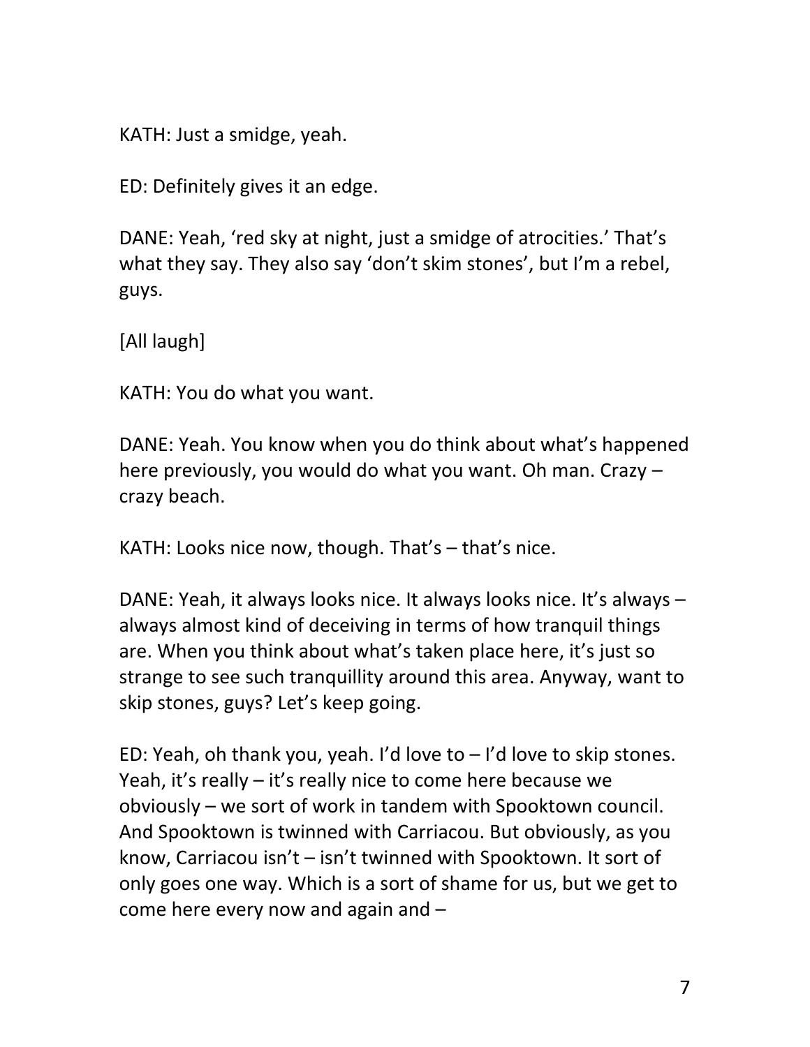KATH: Just a smidge, yeah.

ED: Definitely gives it an edge.

DANE: Yeah, 'red sky at night, just a smidge of atrocities.' That's what they say. They also say 'don't skim stones', but I'm a rebel, guys.

[All laugh]

KATH: You do what you want.

DANE: Yeah. You know when you do think about what's happened here previously, you would do what you want. Oh man. Crazy – crazy beach.

KATH: Looks nice now, though. That's – that's nice.

DANE: Yeah, it always looks nice. It always looks nice. It's always – always almost kind of deceiving in terms of how tranquil things are. When you think about what's taken place here, it's just so strange to see such tranquillity around this area. Anyway, want to skip stones, guys? Let's keep going.

ED: Yeah, oh thank you, yeah. I'd love to – I'd love to skip stones. Yeah, it's really – it's really nice to come here because we obviously – we sort of work in tandem with Spooktown council. And Spooktown is twinned with Carriacou. But obviously, as you know, Carriacou isn't – isn't twinned with Spooktown. It sort of only goes one way. Which is a sort of shame for us, but we get to come here every now and again and –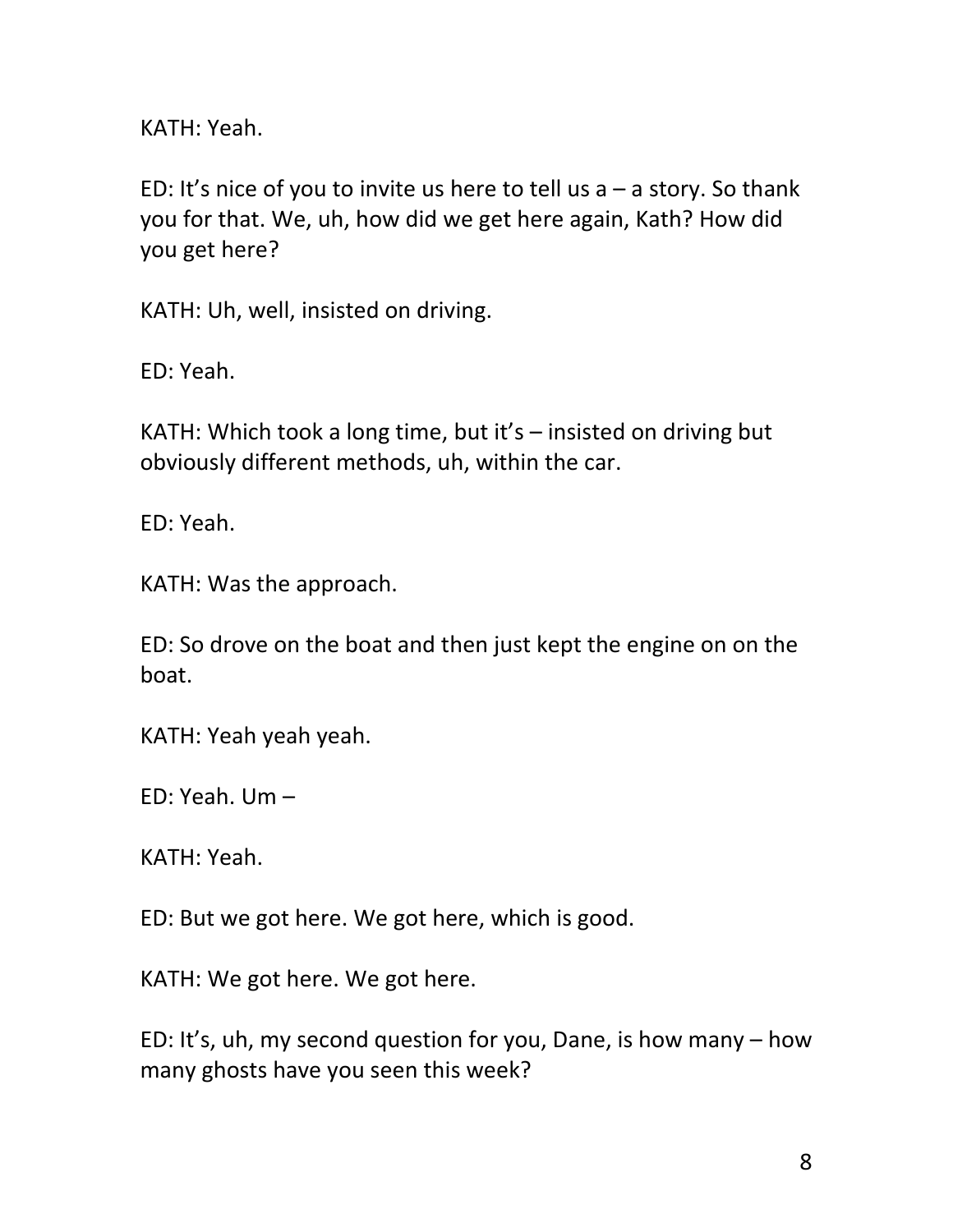KATH: Yeah.

ED: It's nice of you to invite us here to tell us a – a story. So thank you for that. We, uh, how did we get here again, Kath? How did you get here?

KATH: Uh, well, insisted on driving.

ED: Yeah.

KATH: Which took a long time, but it's – insisted on driving but obviously different methods, uh, within the car.

ED: Yeah.

KATH: Was the approach.

ED: So drove on the boat and then just kept the engine on on the boat.

KATH: Yeah yeah yeah.

ED: Yeah. Um –

KATH: Yeah.

ED: But we got here. We got here, which is good.

KATH: We got here. We got here.

ED: It's, uh, my second question for you, Dane, is how many – how many ghosts have you seen this week?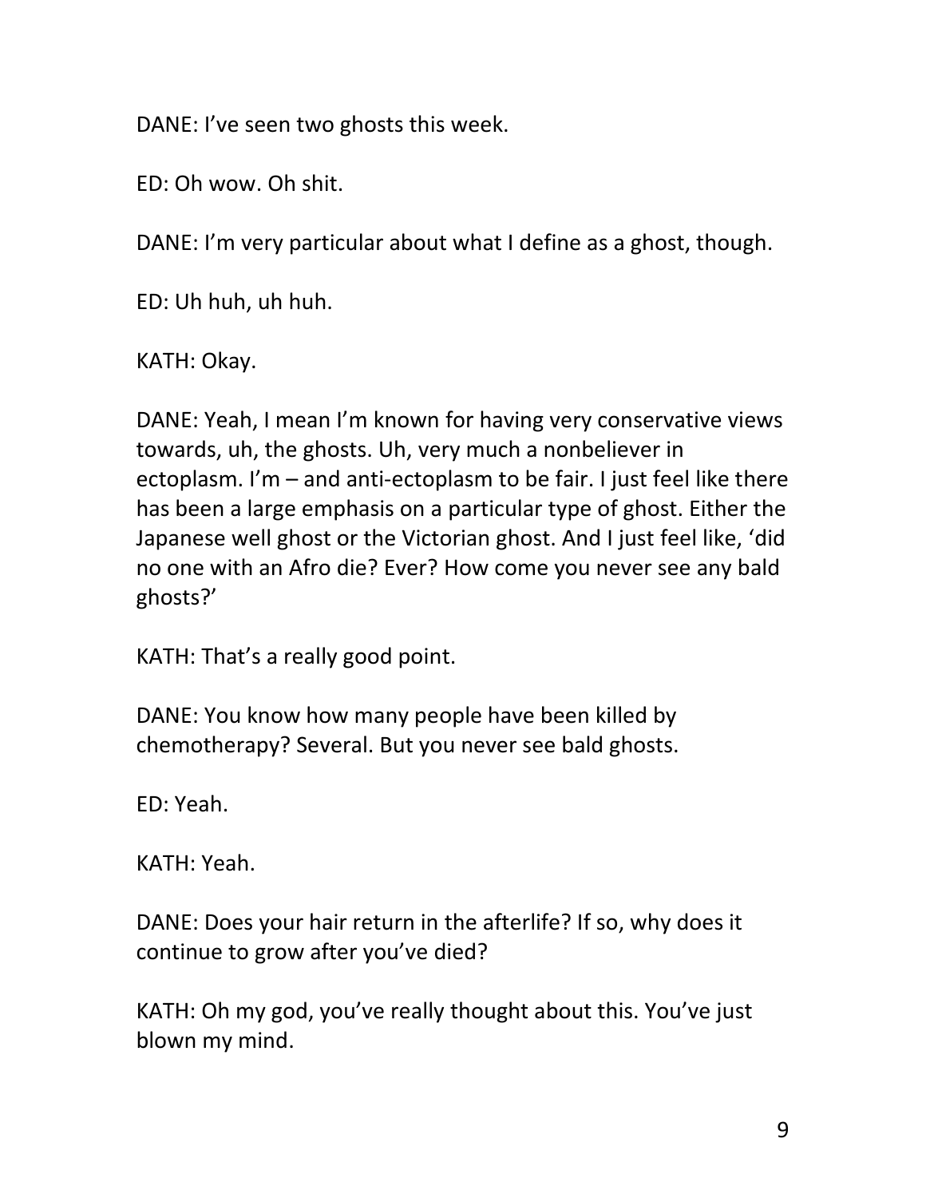DANE: I've seen two ghosts this week.

ED: Oh wow. Oh shit.

DANE: I'm very particular about what I define as a ghost, though.

ED: Uh huh, uh huh.

KATH: Okay.

DANE: Yeah, I mean I'm known for having very conservative views towards, uh, the ghosts. Uh, very much a nonbeliever in ectoplasm. I'm – and anti-ectoplasm to be fair. I just feel like there has been a large emphasis on a particular type of ghost. Either the Japanese well ghost or the Victorian ghost. And I just feel like, 'did no one with an Afro die? Ever? How come you never see any bald ghosts?'

KATH: That's a really good point.

DANE: You know how many people have been killed by chemotherapy? Several. But you never see bald ghosts.

ED: Yeah.

KATH: Yeah.

DANE: Does your hair return in the afterlife? If so, why does it continue to grow after you've died?

KATH: Oh my god, you've really thought about this. You've just blown my mind.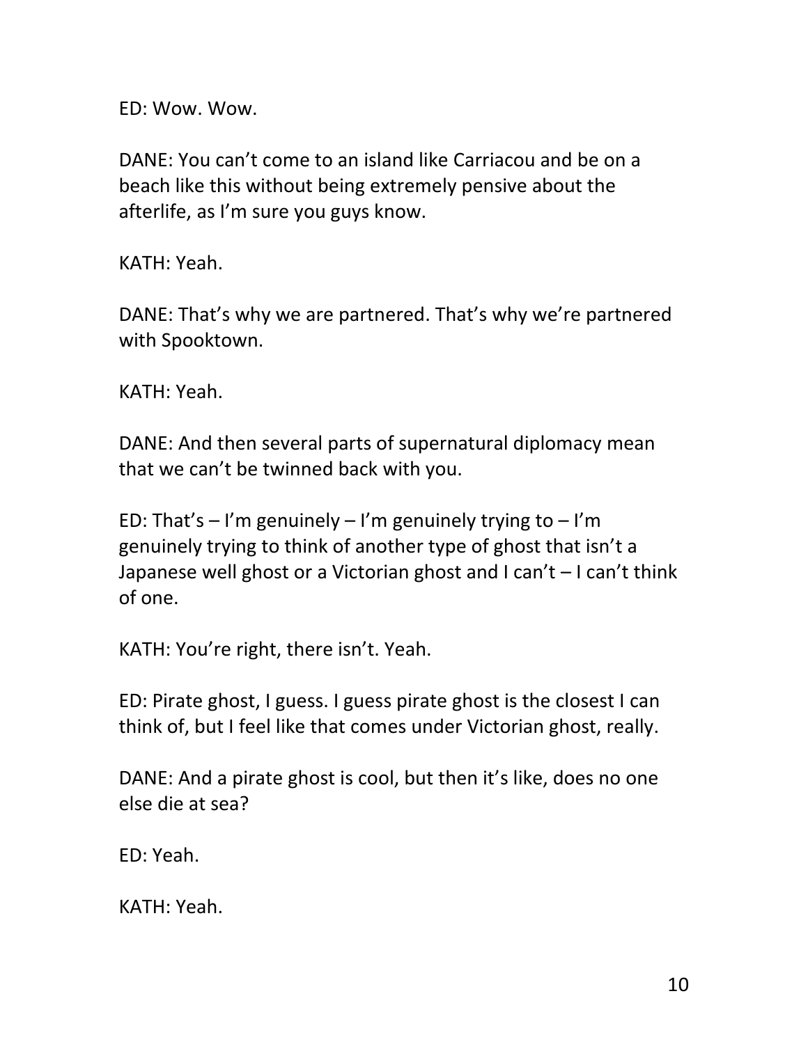ED: Wow. Wow.

DANE: You can't come to an island like Carriacou and be on a beach like this without being extremely pensive about the afterlife, as I'm sure you guys know.

KATH: Yeah.

DANE: That's why we are partnered. That's why we're partnered with Spooktown.

KATH: Yeah.

DANE: And then several parts of supernatural diplomacy mean that we can't be twinned back with you.

ED: That's – I'm genuinely – I'm genuinely trying to – I'm genuinely trying to think of another type of ghost that isn't a Japanese well ghost or a Victorian ghost and I can't – I can't think of one.

KATH: You're right, there isn't. Yeah.

ED: Pirate ghost, I guess. I guess pirate ghost is the closest I can think of, but I feel like that comes under Victorian ghost, really.

DANE: And a pirate ghost is cool, but then it's like, does no one else die at sea?

ED: Yeah.

KATH: Yeah.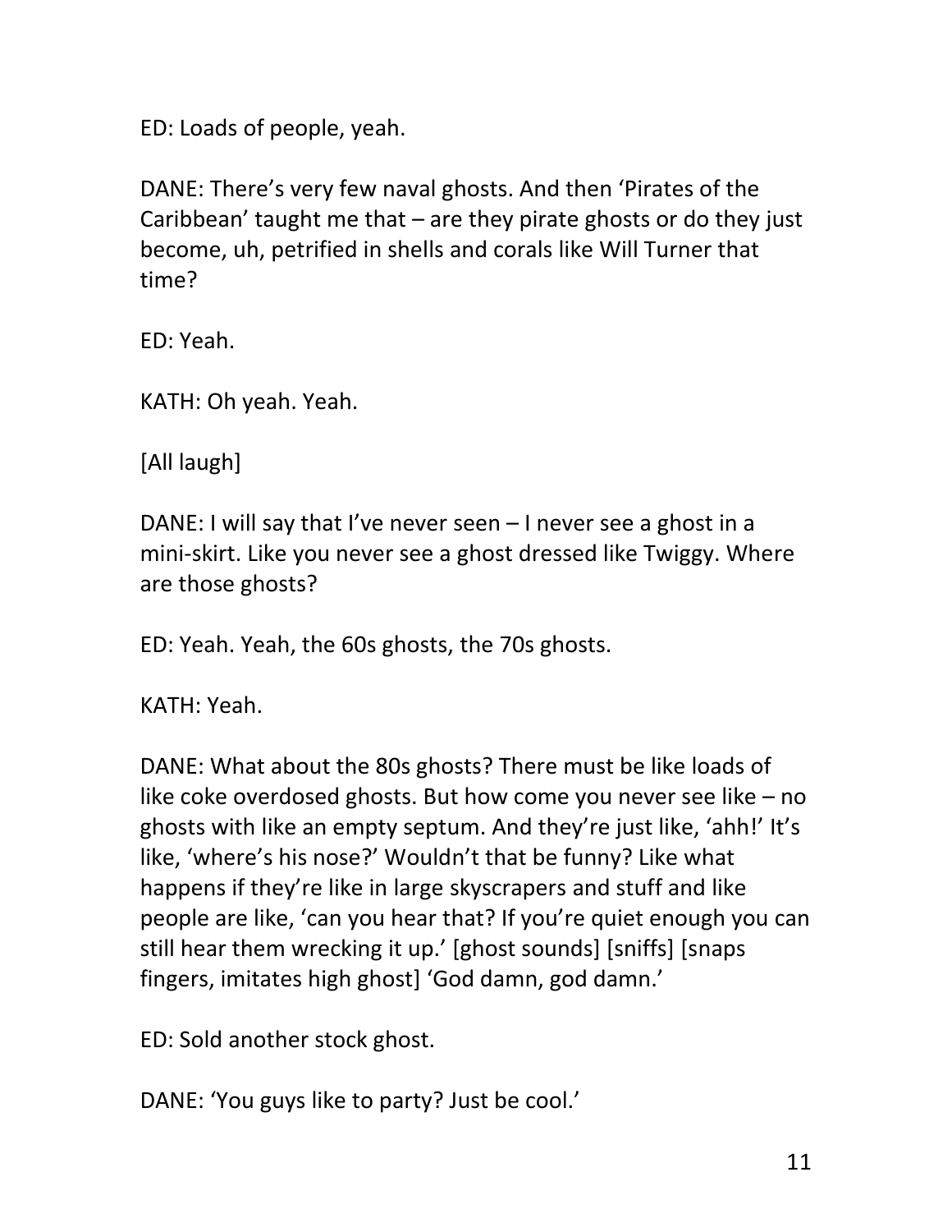ED: Loads of people, yeah.

DANE: There's very few naval ghosts. And then 'Pirates of the Caribbean' taught me that – are they pirate ghosts or do they just become, uh, petrified in shells and corals like Will Turner that time?

ED: Yeah.

KATH: Oh yeah. Yeah.

[All laugh]

DANE: I will say that I've never seen – I never see a ghost in a mini-skirt. Like you never see a ghost dressed like Twiggy. Where are those ghosts?

ED: Yeah. Yeah, the 60s ghosts, the 70s ghosts.

KATH: Yeah.

DANE: What about the 80s ghosts? There must be like loads of like coke overdosed ghosts. But how come you never see like – no ghosts with like an empty septum. And they're just like, 'ahh!' It's like, 'where's his nose?' Wouldn't that be funny? Like what happens if they're like in large skyscrapers and stuff and like people are like, 'can you hear that? If you're quiet enough you can still hear them wrecking it up.' [ghost sounds] [sniffs] [snaps fingers, imitates high ghost] 'God damn, god damn.'

ED: Sold another stock ghost.

DANE: 'You guys like to party? Just be cool.'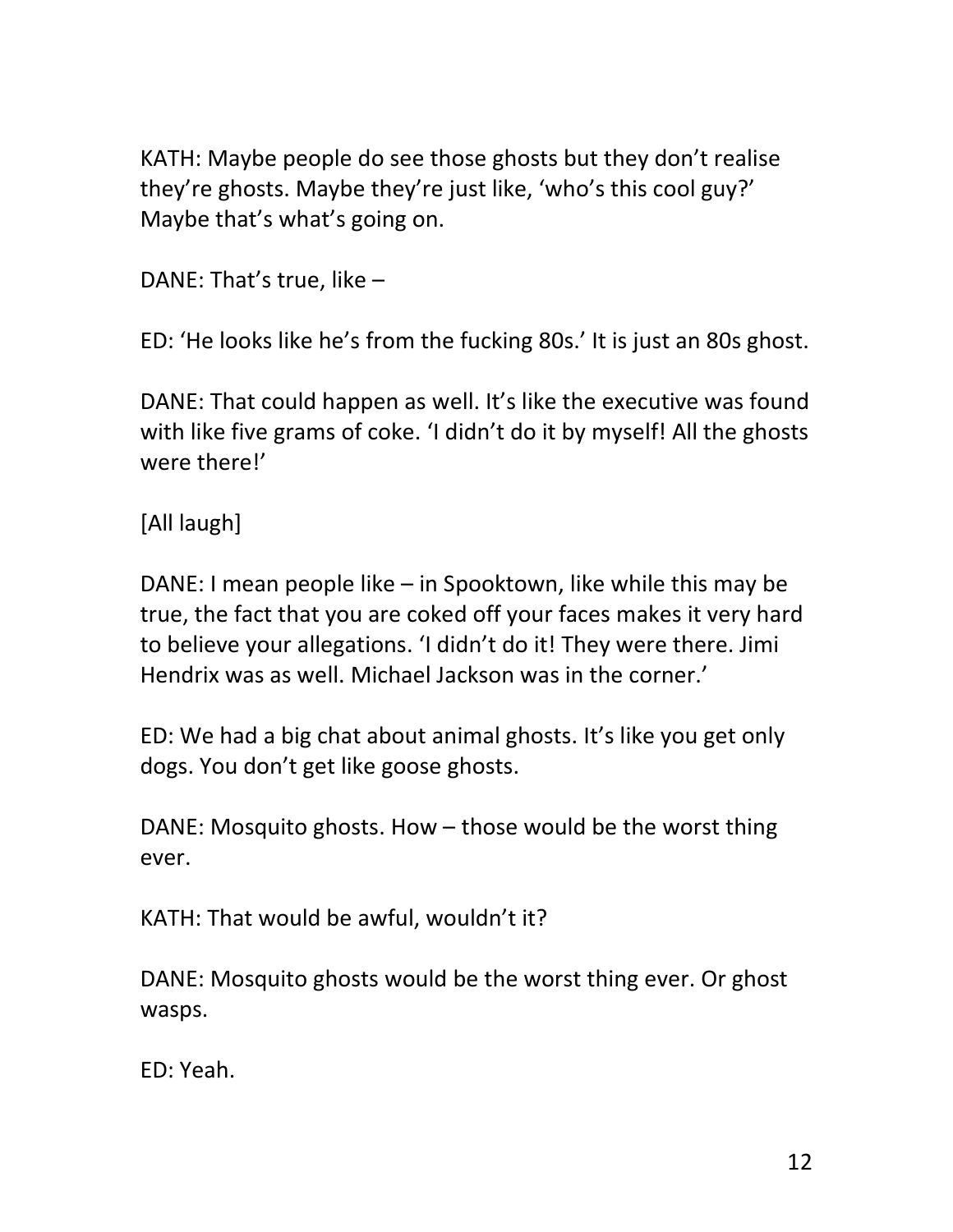KATH: Maybe people do see those ghosts but they don't realise they're ghosts. Maybe they're just like, 'who's this cool guy?' Maybe that's what's going on.

DANE: That's true, like –

ED: 'He looks like he's from the fucking 80s.' It is just an 80s ghost.

DANE: That could happen as well. It's like the executive was found with like five grams of coke. 'I didn't do it by myself! All the ghosts were there!'

[All laugh]

DANE: I mean people like – in Spooktown, like while this may be true, the fact that you are coked off your faces makes it very hard to believe your allegations. 'I didn't do it! They were there. Jimi Hendrix was as well. Michael Jackson was in the corner.'

ED: We had a big chat about animal ghosts. It's like you get only dogs. You don't get like goose ghosts.

DANE: Mosquito ghosts. How – those would be the worst thing ever.

KATH: That would be awful, wouldn't it?

DANE: Mosquito ghosts would be the worst thing ever. Or ghost wasps.

ED: Yeah.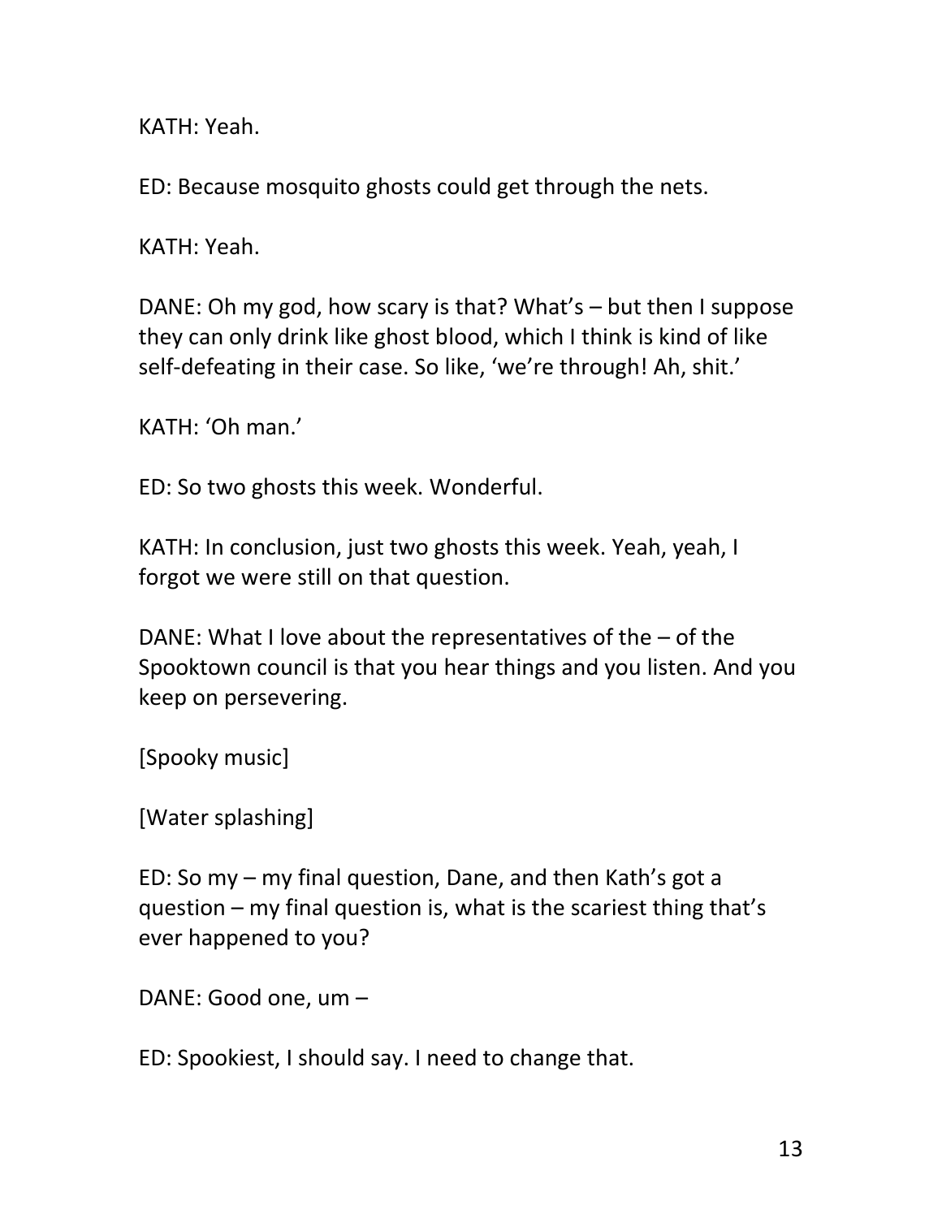KATH: Yeah.

ED: Because mosquito ghosts could get through the nets.

KATH: Yeah.

DANE: Oh my god, how scary is that? What's – but then I suppose they can only drink like ghost blood, which I think is kind of like self-defeating in their case. So like, 'we're through! Ah, shit.'

KATH: 'Oh man.'

ED: So two ghosts this week. Wonderful.

KATH: In conclusion, just two ghosts this week. Yeah, yeah, I forgot we were still on that question.

DANE: What I love about the representatives of the – of the Spooktown council is that you hear things and you listen. And you keep on persevering.

[Spooky music]

[Water splashing]

ED: So my – my final question, Dane, and then Kath's got a question – my final question is, what is the scariest thing that's ever happened to you?

DANE: Good one, um –

ED: Spookiest, I should say. I need to change that.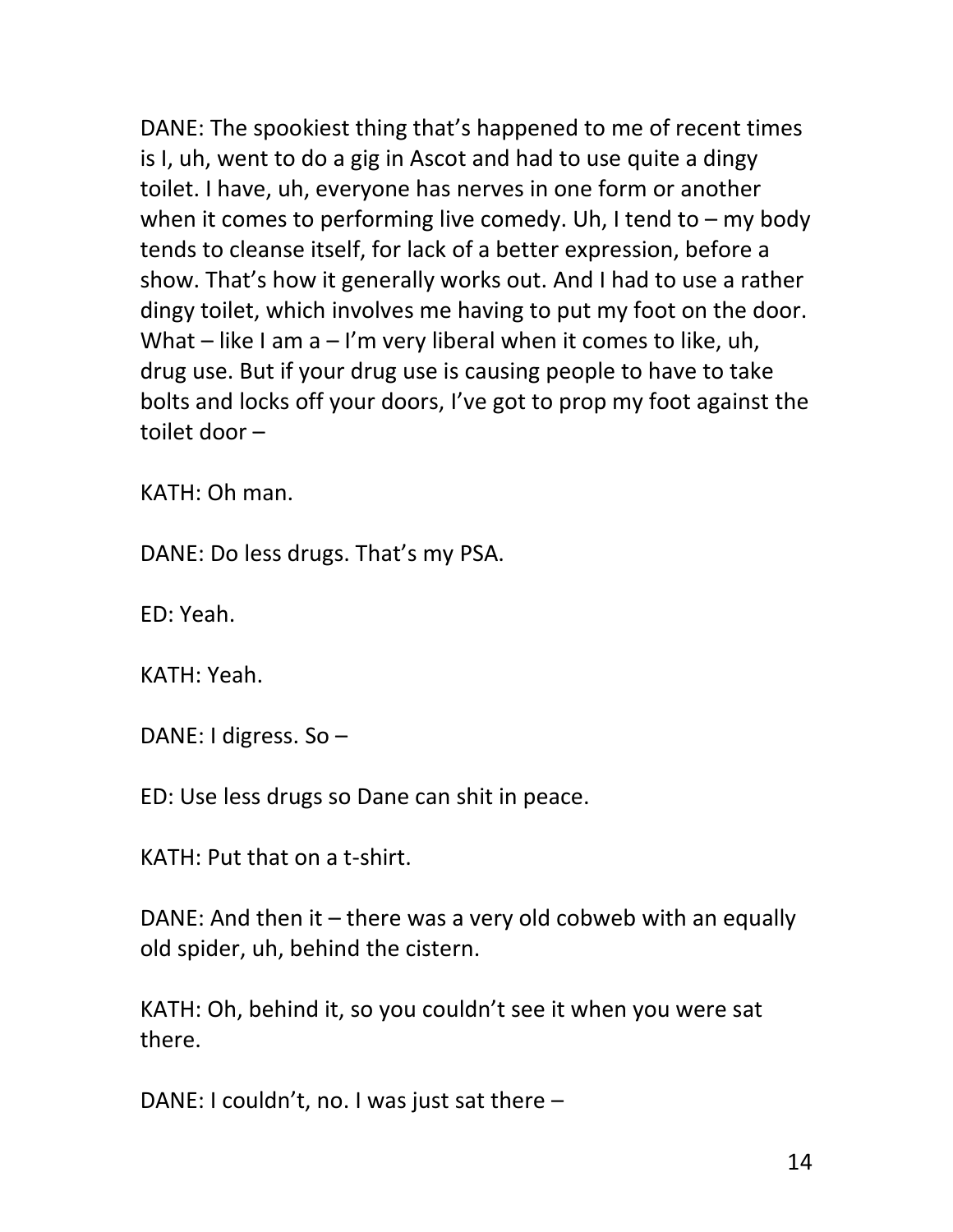DANE: The spookiest thing that's happened to me of recent times is I, uh, went to do a gig in Ascot and had to use quite a dingy toilet. I have, uh, everyone has nerves in one form or another when it comes to performing live comedy. Uh, I tend to – my body tends to cleanse itself, for lack of a better expression, before a show. That's how it generally works out. And I had to use a rather dingy toilet, which involves me having to put my foot on the door. What – like I am a – I'm very liberal when it comes to like, uh, drug use. But if your drug use is causing people to have to take bolts and locks off your doors, I've got to prop my foot against the toilet door –

KATH: Oh man.

DANE: Do less drugs. That's my PSA.

ED: Yeah.

KATH: Yeah.

DANE: I digress. So –

ED: Use less drugs so Dane can shit in peace.

KATH: Put that on a t-shirt.

DANE: And then it – there was a very old cobweb with an equally old spider, uh, behind the cistern.

KATH: Oh, behind it, so you couldn't see it when you were sat there.

DANE: I couldn't, no. I was just sat there –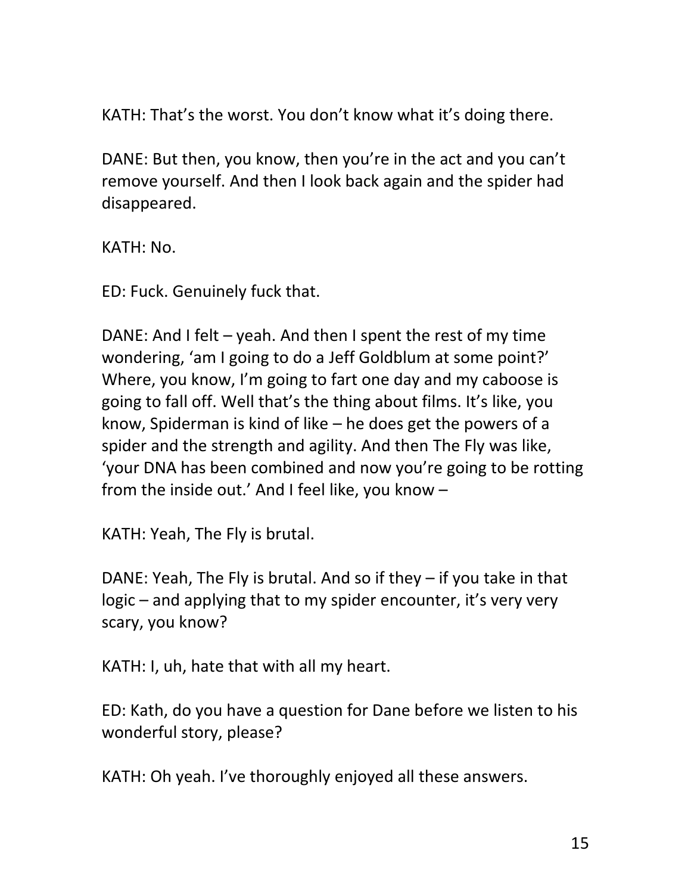KATH: That's the worst. You don't know what it's doing there.

DANE: But then, you know, then you're in the act and you can't remove yourself. And then I look back again and the spider had disappeared.

KATH: No.

ED: Fuck. Genuinely fuck that.

DANE: And I felt – yeah. And then I spent the rest of my time wondering, 'am I going to do a Jeff Goldblum at some point?' Where, you know, I'm going to fart one day and my caboose is going to fall off. Well that's the thing about films. It's like, you know, Spiderman is kind of like – he does get the powers of a spider and the strength and agility. And then The Fly was like, 'your DNA has been combined and now you're going to be rotting from the inside out.' And I feel like, you know –

KATH: Yeah, The Fly is brutal.

DANE: Yeah, The Fly is brutal. And so if they – if you take in that logic – and applying that to my spider encounter, it's very very scary, you know?

KATH: I, uh, hate that with all my heart.

ED: Kath, do you have a question for Dane before we listen to his wonderful story, please?

KATH: Oh yeah. I've thoroughly enjoyed all these answers.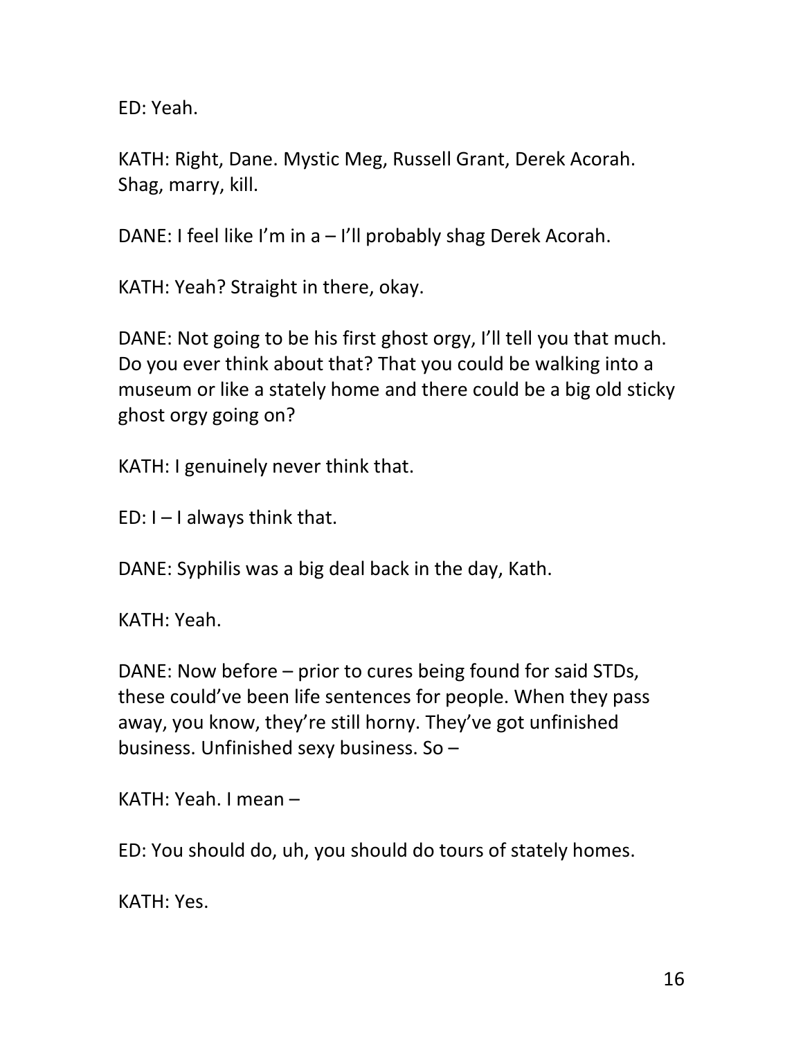ED: Yeah.

KATH: Right, Dane. Mystic Meg, Russell Grant, Derek Acorah. Shag, marry, kill.

DANE: I feel like I'm in a – I'll probably shag Derek Acorah.

KATH: Yeah? Straight in there, okay.

DANE: Not going to be his first ghost orgy, I'll tell you that much. Do you ever think about that? That you could be walking into a museum or like a stately home and there could be a big old sticky ghost orgy going on?

KATH: I genuinely never think that.

ED: I – I always think that.

DANE: Syphilis was a big deal back in the day, Kath.

KATH: Yeah.

DANE: Now before – prior to cures being found for said STDs, these could've been life sentences for people. When they pass away, you know, they're still horny. They've got unfinished business. Unfinished sexy business. So –

KATH: Yeah. I mean –

ED: You should do, uh, you should do tours of stately homes.

KATH: Yes.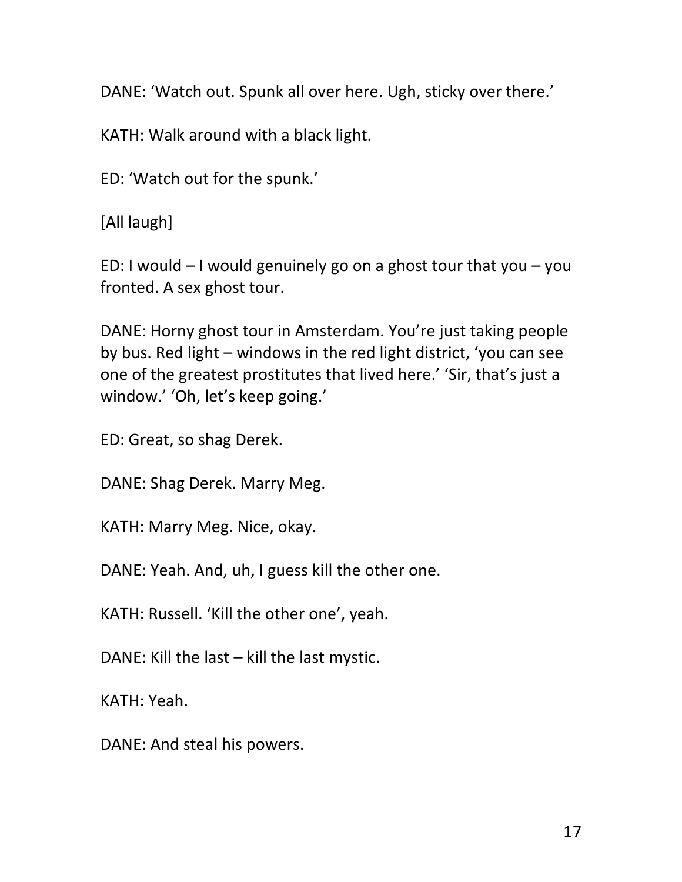DANE: ‘Watch out. Spunk all over here. Ugh, sticky over there.’

KATH: Walk around with a black light.

ED: ‘Watch out for the spunk.’

[All laugh]

ED: I would – I would genuinely go on a ghost tour that you – you fronted. A sex ghost tour.

DANE: Horny ghost tour in Amsterdam. You’re just taking people by bus. Red light – windows in the red light district, ‘you can see one of the greatest prostitutes that lived here.’ ‘Sir, that’s just a window.’ ‘Oh, let’s keep going.’

ED: Great, so shag Derek.

DANE: Shag Derek. Marry Meg.

KATH: Marry Meg. Nice, okay.

DANE: Yeah. And, uh, I guess kill the other one.

KATH: Russell. ‘Kill the other one’, yeah.

DANE: Kill the last – kill the last mystic.

KATH: Yeah.

DANE: And steal his powers.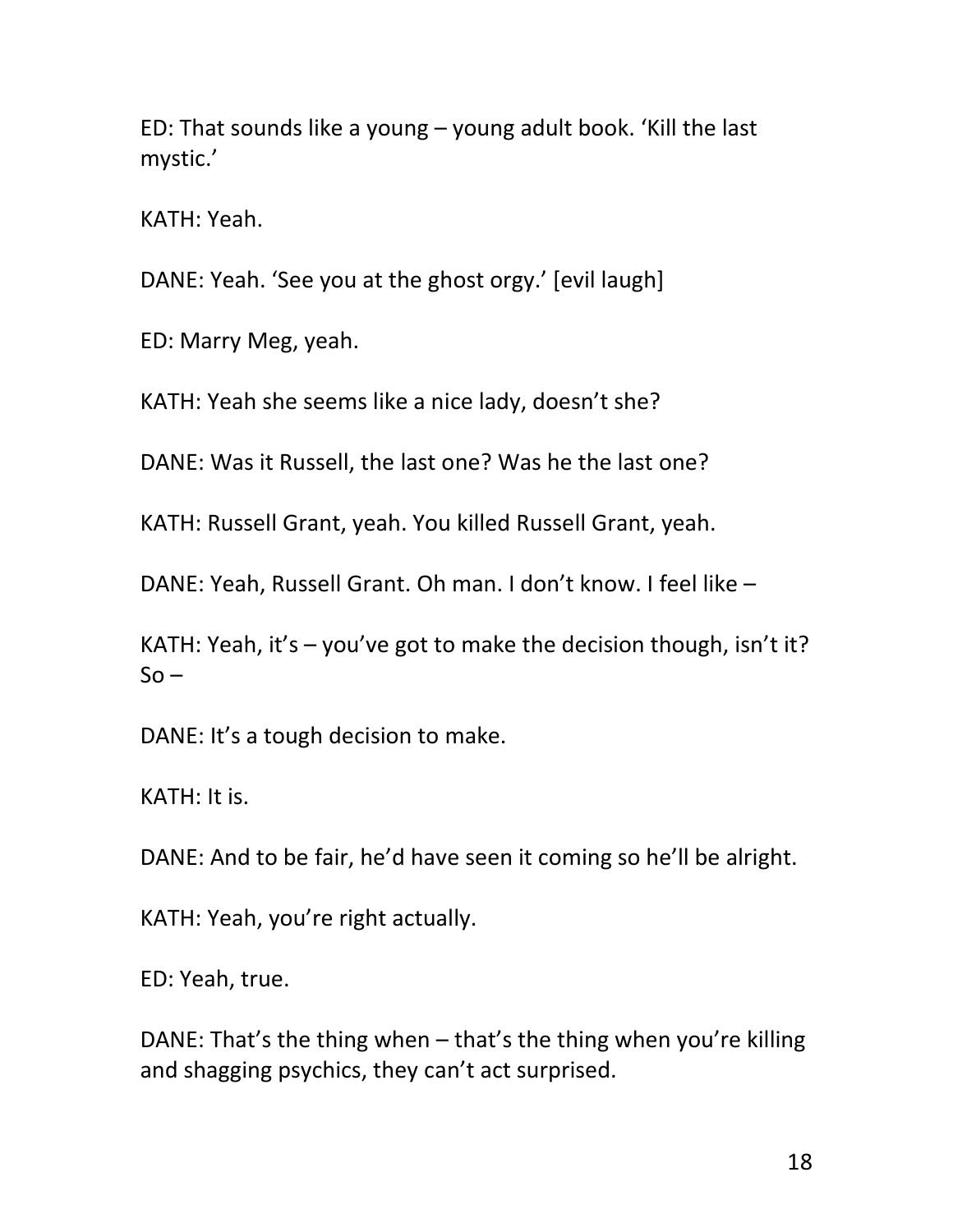ED: That sounds like a young – young adult book. ‘Kill the last mystic.’

KATH: Yeah.

DANE: Yeah. ‘See you at the ghost orgy.’ [evil laugh]

ED: Marry Meg, yeah.

KATH: Yeah she seems like a nice lady, doesn’t she?

DANE: Was it Russell, the last one? Was he the last one?

KATH: Russell Grant, yeah. You killed Russell Grant, yeah.

DANE: Yeah, Russell Grant. Oh man. I don’t know. I feel like –

KATH: Yeah, it’s – you’ve got to make the decision though, isn’t it? So –

DANE: It’s a tough decision to make.

KATH: It is.

DANE: And to be fair, he’d have seen it coming so he’ll be alright.

KATH: Yeah, you’re right actually.

ED: Yeah, true.

DANE: That’s the thing when – that’s the thing when you’re killing and shagging psychics, they can’t act surprised.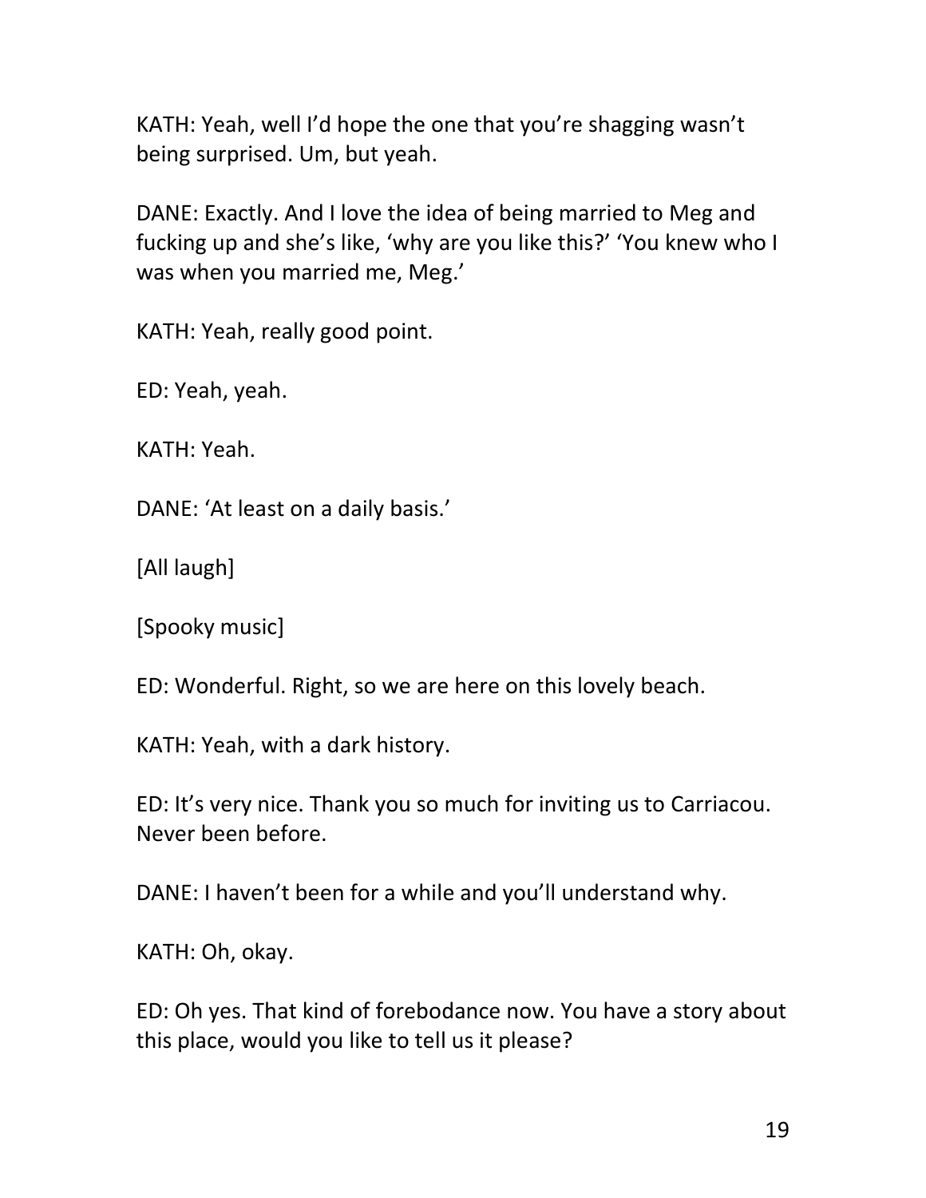KATH: Yeah, well I'd hope the one that you're shagging wasn't being surprised. Um, but yeah.

DANE: Exactly. And I love the idea of being married to Meg and fucking up and she's like, 'why are you like this?' 'You knew who I was when you married me, Meg.'

KATH: Yeah, really good point.

ED: Yeah, yeah.

KATH: Yeah.

DANE: 'At least on a daily basis.'

[All laugh]

[Spooky music]

ED: Wonderful. Right, so we are here on this lovely beach.

KATH: Yeah, with a dark history.

ED: It's very nice. Thank you so much for inviting us to Carriacou. Never been before.

DANE: I haven't been for a while and you'll understand why.

KATH: Oh, okay.

ED: Oh yes. That kind of forebodance now. You have a story about this place, would you like to tell us it please?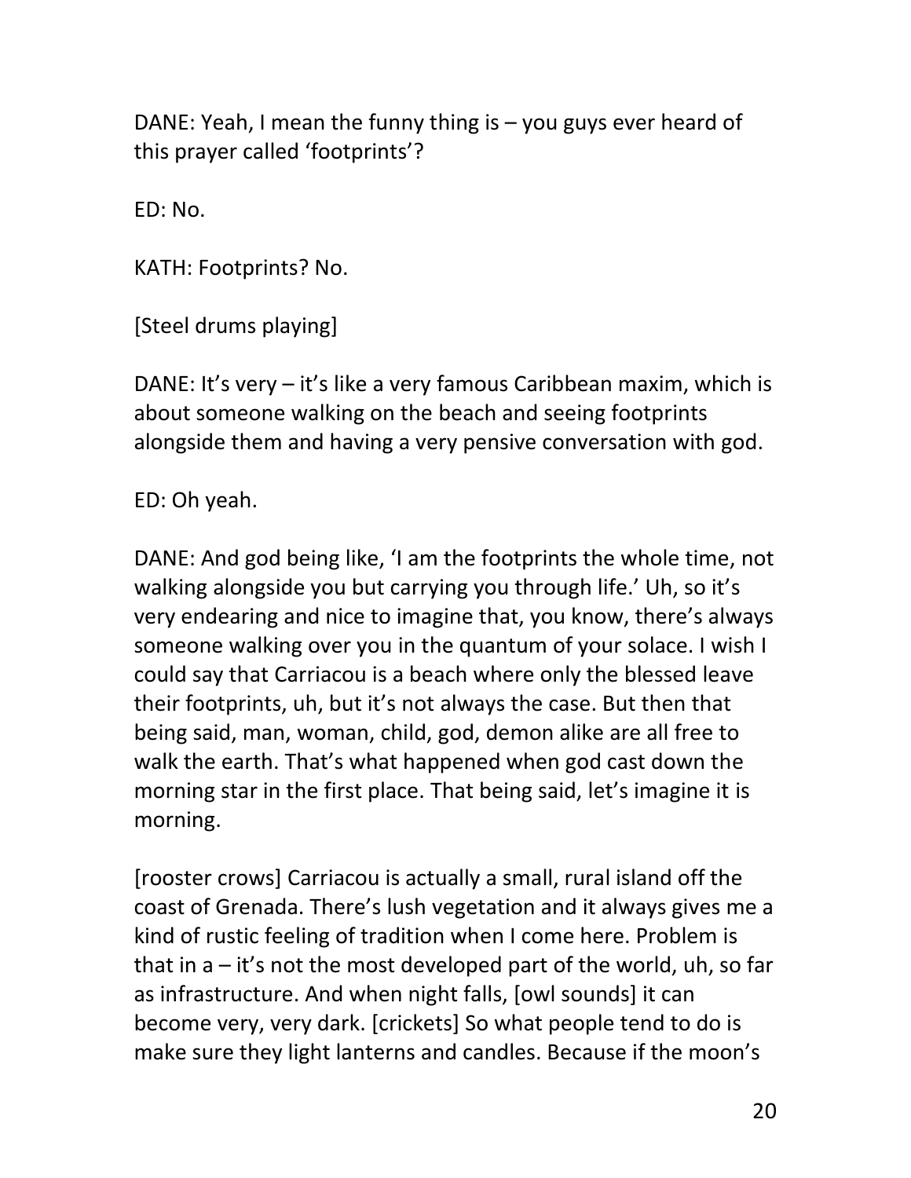DANE: Yeah, I mean the funny thing is – you guys ever heard of this prayer called 'footprints'?

ED: No.

KATH: Footprints? No.

[Steel drums playing]

DANE: It's very – it's like a very famous Caribbean maxim, which is about someone walking on the beach and seeing footprints alongside them and having a very pensive conversation with god.

ED: Oh yeah.

DANE: And god being like, 'I am the footprints the whole time, not walking alongside you but carrying you through life.' Uh, so it's very endearing and nice to imagine that, you know, there's always someone walking over you in the quantum of your solace. I wish I could say that Carriacou is a beach where only the blessed leave their footprints, uh, but it's not always the case. But then that being said, man, woman, child, god, demon alike are all free to walk the earth. That's what happened when god cast down the morning star in the first place. That being said, let's imagine it is morning.

[rooster crows] Carriacou is actually a small, rural island off the coast of Grenada. There's lush vegetation and it always gives me a kind of rustic feeling of tradition when I come here. Problem is that in a – it's not the most developed part of the world, uh, so far as infrastructure. And when night falls, [owl sounds] it can become very, very dark. [crickets] So what people tend to do is make sure they light lanterns and candles. Because if the moon's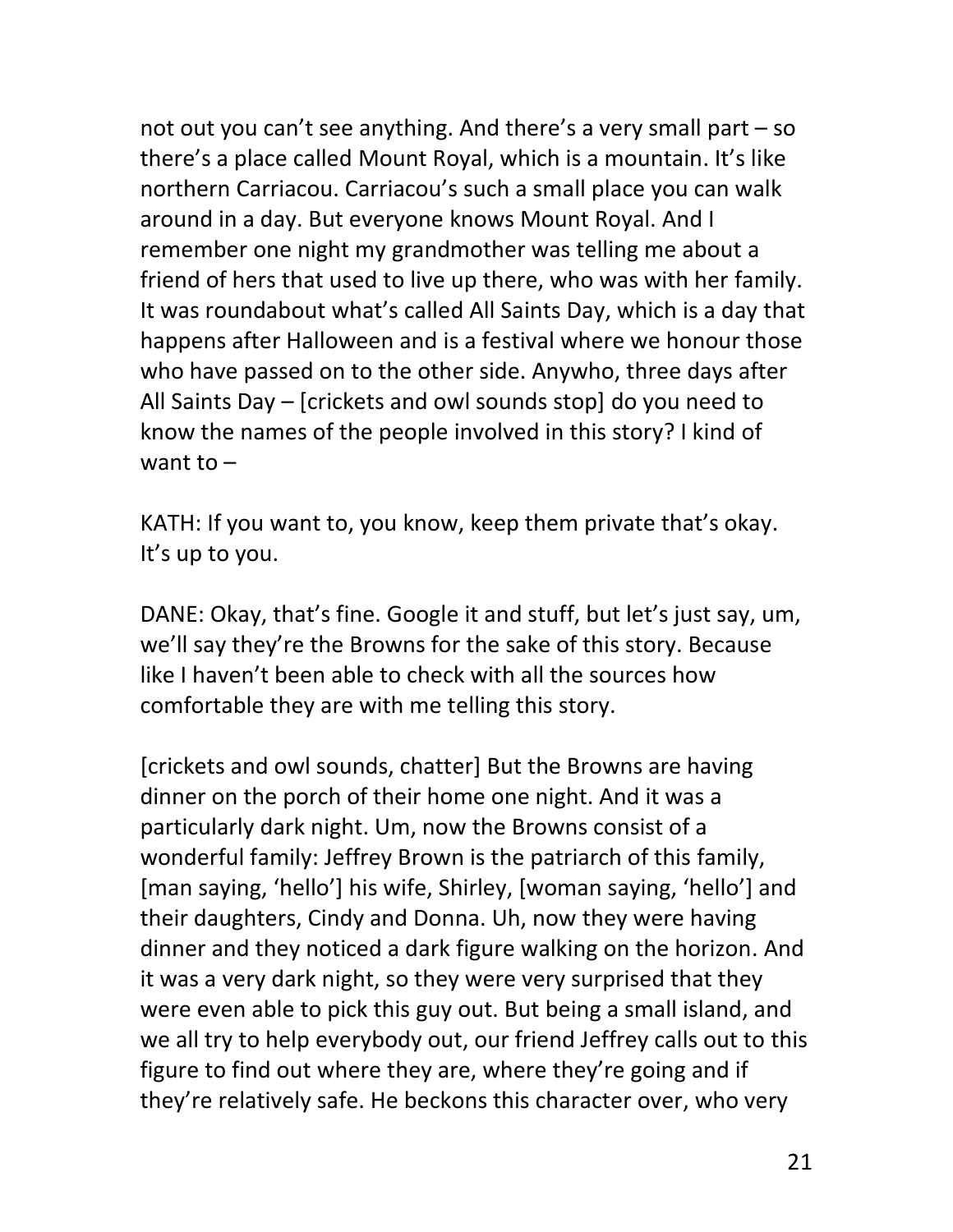not out you can't see anything. And there's a very small part – so there's a place called Mount Royal, which is a mountain. It's like northern Carriacou. Carriacou's such a small place you can walk around in a day. But everyone knows Mount Royal. And I remember one night my grandmother was telling me about a friend of hers that used to live up there, who was with her family. It was roundabout what's called All Saints Day, which is a day that happens after Halloween and is a festival where we honour those who have passed on to the other side. Anywho, three days after All Saints Day – [crickets and owl sounds stop] do you need to know the names of the people involved in this story? I kind of want to –

KATH: If you want to, you know, keep them private that's okay. It's up to you.

DANE: Okay, that's fine. Google it and stuff, but let's just say, um, we'll say they're the Browns for the sake of this story. Because like I haven't been able to check with all the sources how comfortable they are with me telling this story.

[crickets and owl sounds, chatter] But the Browns are having dinner on the porch of their home one night. And it was a particularly dark night. Um, now the Browns consist of a wonderful family: Jeffrey Brown is the patriarch of this family, [man saying, 'hello'] his wife, Shirley, [woman saying, 'hello'] and their daughters, Cindy and Donna. Uh, now they were having dinner and they noticed a dark figure walking on the horizon. And it was a very dark night, so they were very surprised that they were even able to pick this guy out. But being a small island, and we all try to help everybody out, our friend Jeffrey calls out to this figure to find out where they are, where they're going and if they're relatively safe. He beckons this character over, who very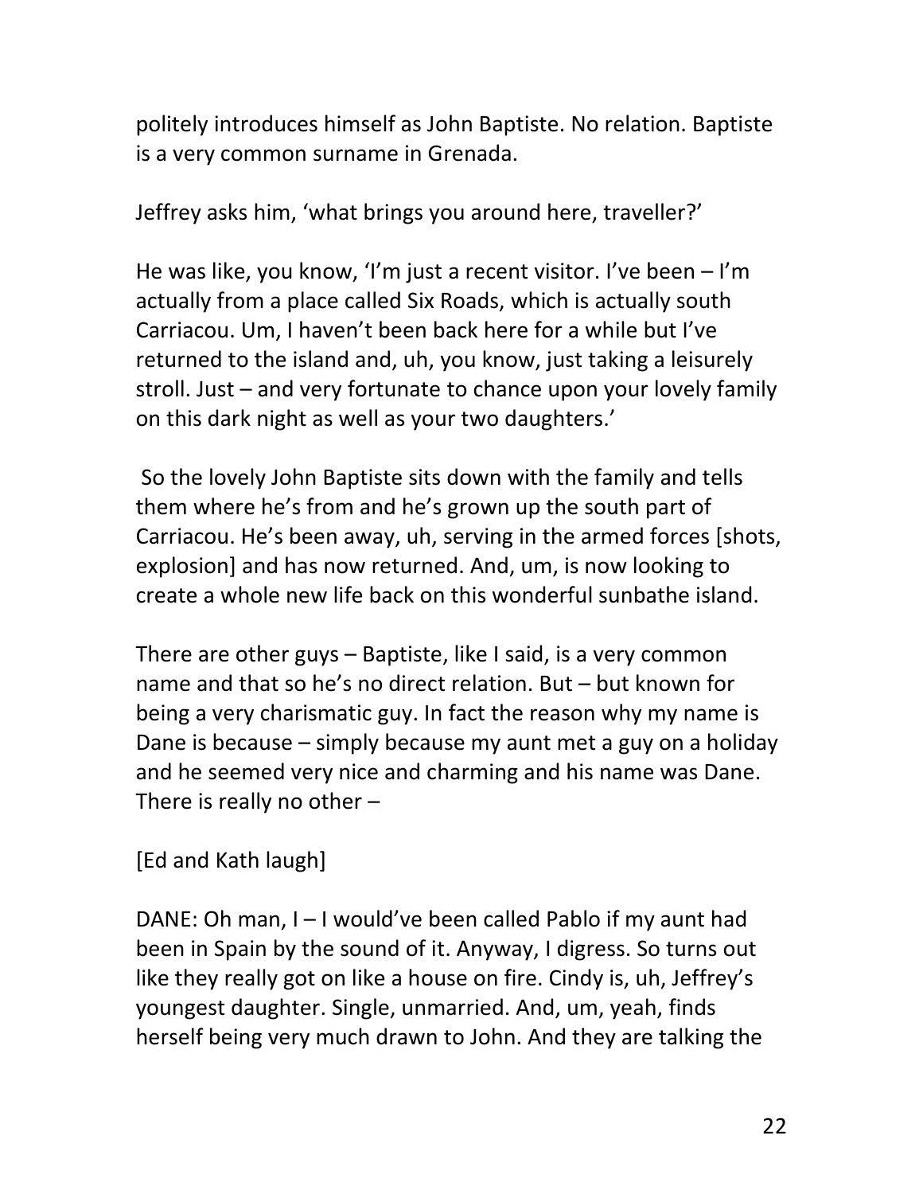politely introduces himself as John Baptiste. No relation. Baptiste is a very common surname in Grenada.

Jeffrey asks him, 'what brings you around here, traveller?'

He was like, you know, 'I'm just a recent visitor. I've been – I'm actually from a place called Six Roads, which is actually south Carriacou. Um, I haven't been back here for a while but I've returned to the island and, uh, you know, just taking a leisurely stroll. Just – and very fortunate to chance upon your lovely family on this dark night as well as your two daughters.'

So the lovely John Baptiste sits down with the family and tells them where he's from and he's grown up the south part of Carriacou. He's been away, uh, serving in the armed forces [shots, explosion] and has now returned. And, um, is now looking to create a whole new life back on this wonderful sunbathe island.

There are other guys – Baptiste, like I said, is a very common name and that so he's no direct relation. But – but known for being a very charismatic guy. In fact the reason why my name is Dane is because – simply because my aunt met a guy on a holiday and he seemed very nice and charming and his name was Dane. There is really no other –

[Ed and Kath laugh]

DANE: Oh man, I – I would've been called Pablo if my aunt had been in Spain by the sound of it. Anyway, I digress. So turns out like they really got on like a house on fire. Cindy is, uh, Jeffrey's youngest daughter. Single, unmarried. And, um, yeah, finds herself being very much drawn to John. And they are talking the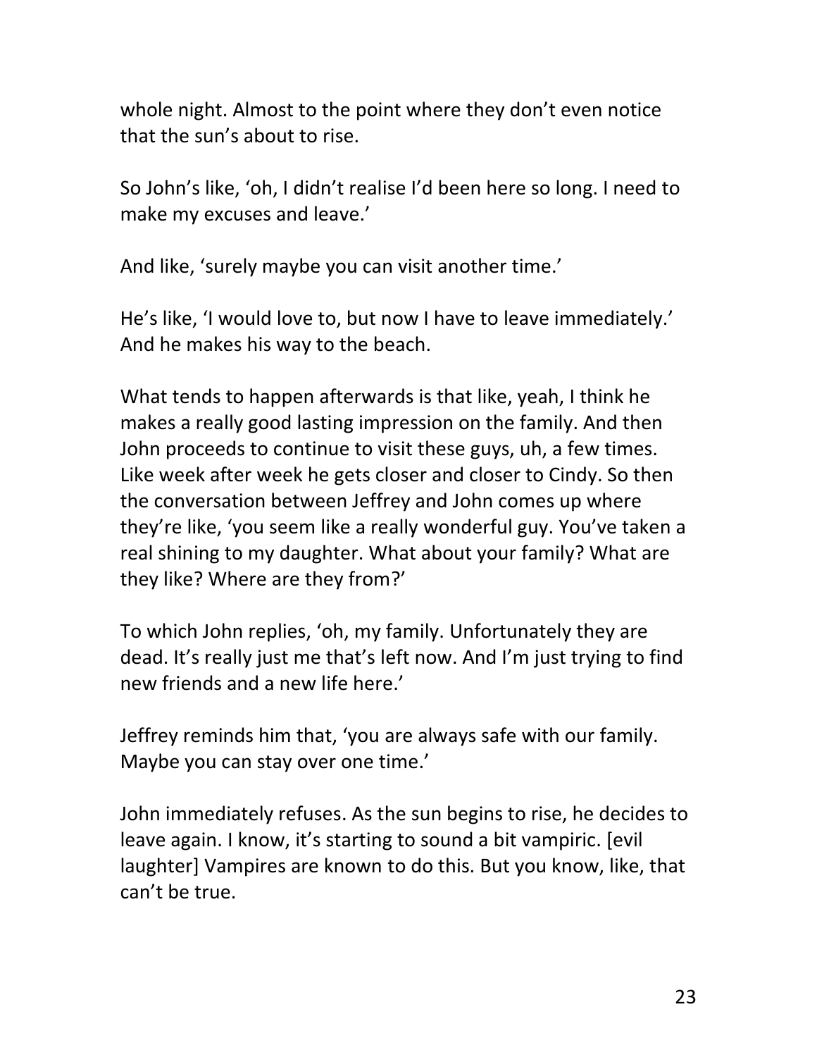whole night. Almost to the point where they don't even notice that the sun's about to rise.

So John's like, 'oh, I didn't realise I'd been here so long. I need to make my excuses and leave.'

And like, 'surely maybe you can visit another time.'

He's like, 'I would love to, but now I have to leave immediately.' And he makes his way to the beach.

What tends to happen afterwards is that like, yeah, I think he makes a really good lasting impression on the family. And then John proceeds to continue to visit these guys, uh, a few times. Like week after week he gets closer and closer to Cindy. So then the conversation between Jeffrey and John comes up where they're like, 'you seem like a really wonderful guy. You've taken a real shining to my daughter. What about your family? What are they like? Where are they from?'

To which John replies, 'oh, my family. Unfortunately they are dead. It's really just me that's left now. And I'm just trying to find new friends and a new life here.'

Jeffrey reminds him that, 'you are always safe with our family. Maybe you can stay over one time.'

John immediately refuses. As the sun begins to rise, he decides to leave again. I know, it's starting to sound a bit vampiric. [evil laughter] Vampires are known to do this. But you know, like, that can't be true.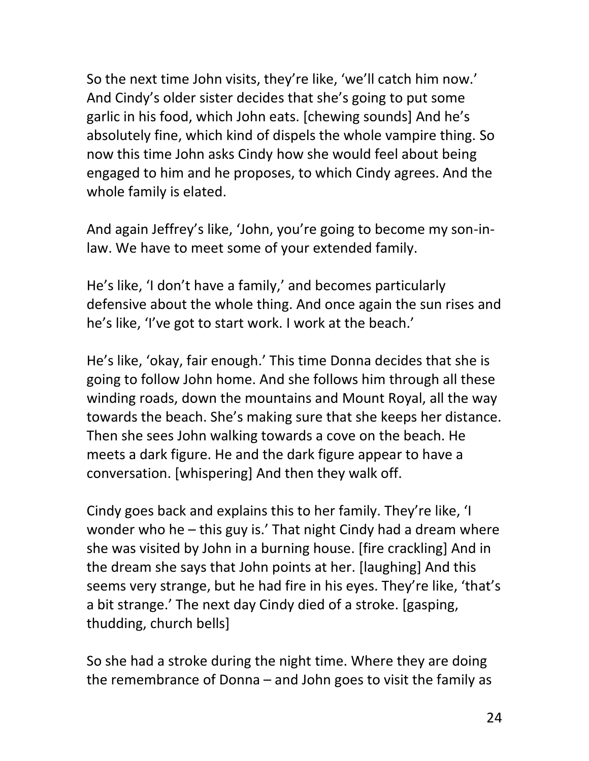So the next time John visits, they're like, 'we'll catch him now.' And Cindy's older sister decides that she's going to put some garlic in his food, which John eats. [chewing sounds] And he's absolutely fine, which kind of dispels the whole vampire thing. So now this time John asks Cindy how she would feel about being engaged to him and he proposes, to which Cindy agrees. And the whole family is elated.

And again Jeffrey's like, 'John, you're going to become my son-in-law. We have to meet some of your extended family.

He's like, 'I don't have a family,' and becomes particularly defensive about the whole thing. And once again the sun rises and he's like, 'I've got to start work. I work at the beach.'

He's like, 'okay, fair enough.' This time Donna decides that she is going to follow John home. And she follows him through all these winding roads, down the mountains and Mount Royal, all the way towards the beach. She's making sure that she keeps her distance. Then she sees John walking towards a cove on the beach. He meets a dark figure. He and the dark figure appear to have a conversation. [whispering] And then they walk off.

Cindy goes back and explains this to her family. They're like, 'I wonder who he – this guy is.' That night Cindy had a dream where she was visited by John in a burning house. [fire crackling] And in the dream she says that John points at her. [laughing] And this seems very strange, but he had fire in his eyes. They're like, 'that's a bit strange.' The next day Cindy died of a stroke. [gasping, thudding, church bells]

So she had a stroke during the night time. Where they are doing the remembrance of Donna – and John goes to visit the family as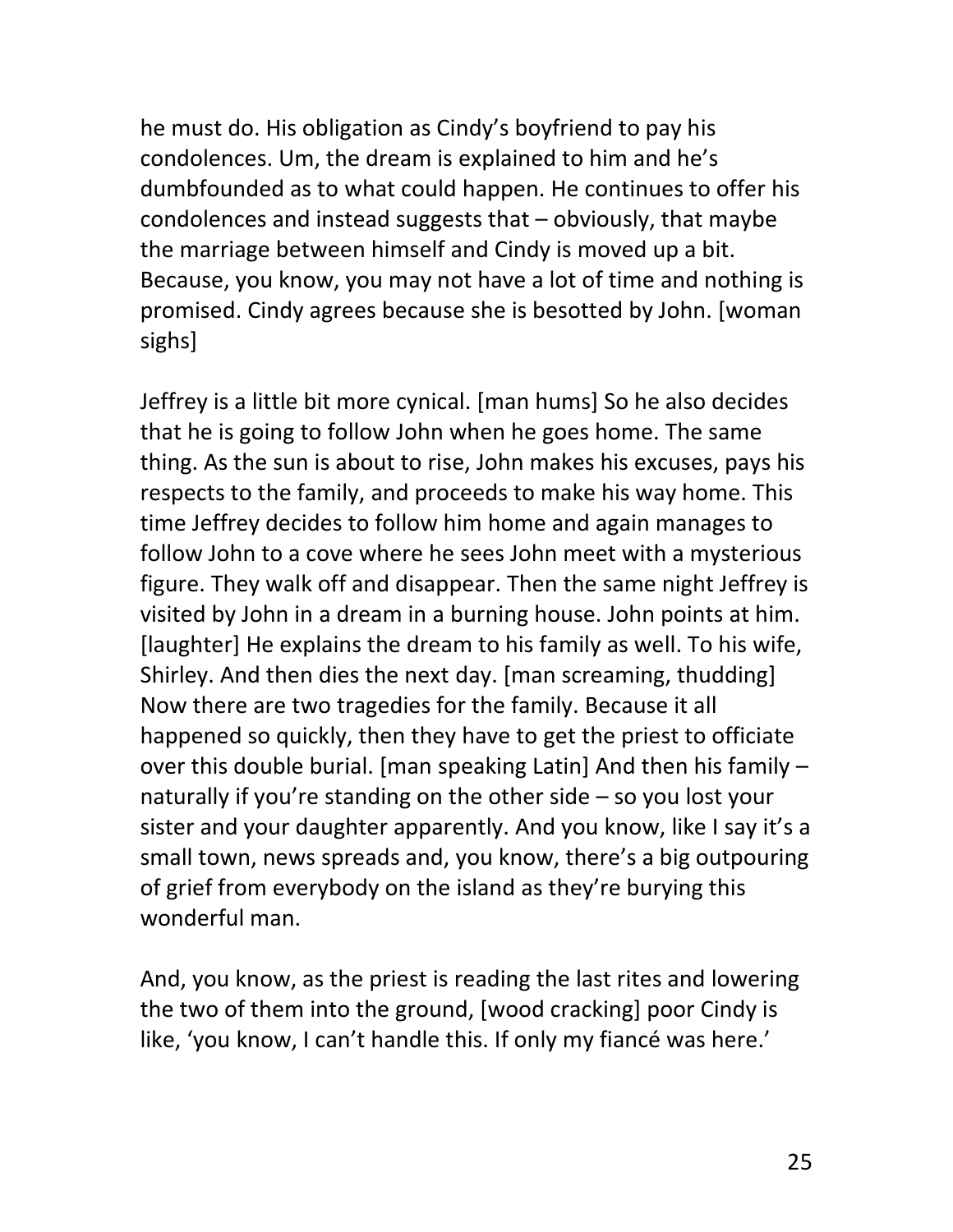he must do. His obligation as Cindy's boyfriend to pay his condolences. Um, the dream is explained to him and he's dumbfounded as to what could happen. He continues to offer his condolences and instead suggests that – obviously, that maybe the marriage between himself and Cindy is moved up a bit. Because, you know, you may not have a lot of time and nothing is promised. Cindy agrees because she is besotted by John. [woman sighs]

Jeffrey is a little bit more cynical. [man hums] So he also decides that he is going to follow John when he goes home. The same thing. As the sun is about to rise, John makes his excuses, pays his respects to the family, and proceeds to make his way home. This time Jeffrey decides to follow him home and again manages to follow John to a cove where he sees John meet with a mysterious figure. They walk off and disappear. Then the same night Jeffrey is visited by John in a dream in a burning house. John points at him. [laughter] He explains the dream to his family as well. To his wife, Shirley. And then dies the next day. [man screaming, thudding] Now there are two tragedies for the family. Because it all happened so quickly, then they have to get the priest to officiate over this double burial. [man speaking Latin] And then his family – naturally if you're standing on the other side – so you lost your sister and your daughter apparently. And you know, like I say it's a small town, news spreads and, you know, there's a big outpouring of grief from everybody on the island as they're burying this wonderful man.

And, you know, as the priest is reading the last rites and lowering the two of them into the ground, [wood cracking] poor Cindy is like, 'you know, I can't handle this. If only my fiancé was here.'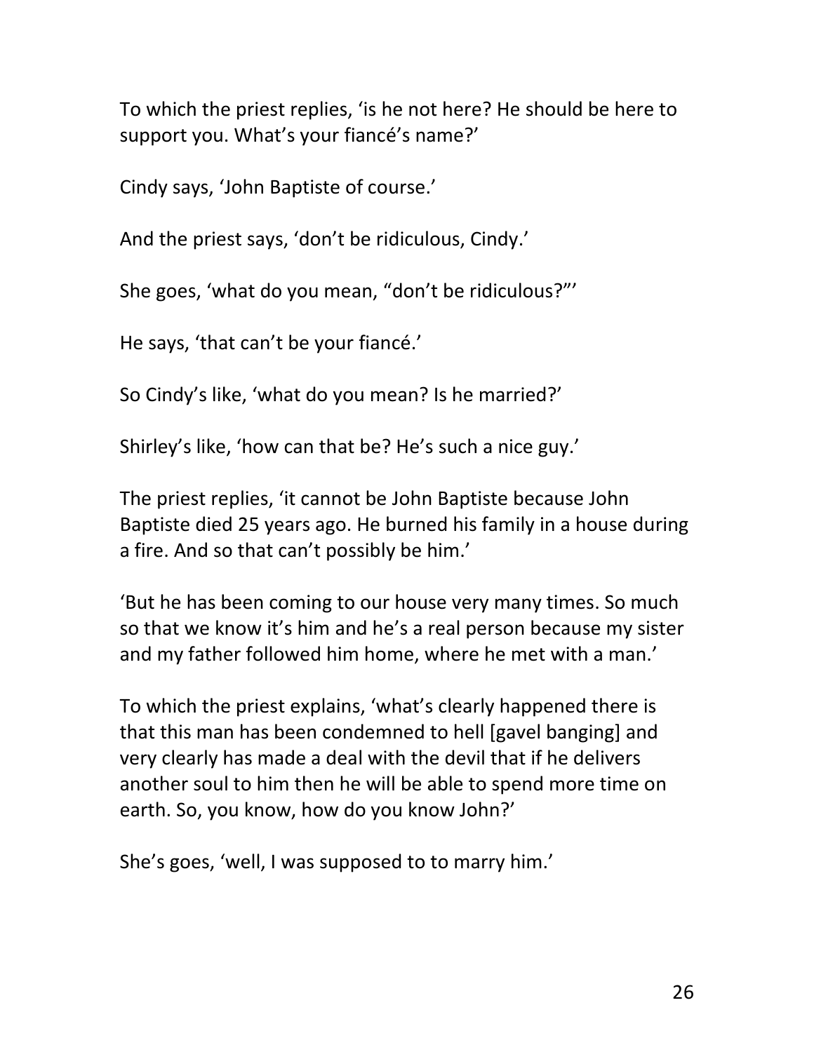To which the priest replies, 'is he not here? He should be here to support you. What's your fiancé's name?'

Cindy says, 'John Baptiste of course.'

And the priest says, 'don't be ridiculous, Cindy.'

She goes, 'what do you mean, "don't be ridiculous?"'

He says, 'that can't be your fiancé.'

So Cindy's like, 'what do you mean? Is he married?'

Shirley's like, 'how can that be? He's such a nice guy.'

The priest replies, 'it cannot be John Baptiste because John Baptiste died 25 years ago. He burned his family in a house during a fire. And so that can't possibly be him.'

'But he has been coming to our house very many times. So much so that we know it's him and he's a real person because my sister and my father followed him home, where he met with a man.'

To which the priest explains, 'what's clearly happened there is that this man has been condemned to hell [gavel banging] and very clearly has made a deal with the devil that if he delivers another soul to him then he will be able to spend more time on earth. So, you know, how do you know John?'

She's goes, 'well, I was supposed to to marry him.'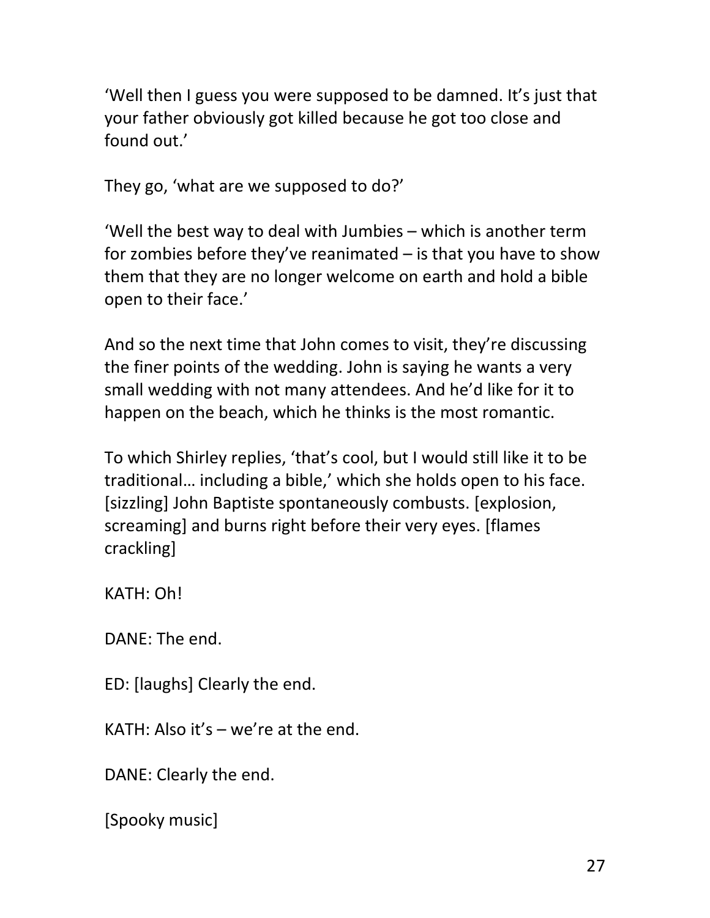'Well then I guess you were supposed to be damned. It's just that your father obviously got killed because he got too close and found out.'

They go, 'what are we supposed to do?'

'Well the best way to deal with Jumbies – which is another term for zombies before they've reanimated – is that you have to show them that they are no longer welcome on earth and hold a bible open to their face.'

And so the next time that John comes to visit, they're discussing the finer points of the wedding. John is saying he wants a very small wedding with not many attendees. And he'd like for it to happen on the beach, which he thinks is the most romantic.

To which Shirley replies, 'that's cool, but I would still like it to be traditional… including a bible,' which she holds open to his face. [sizzling] John Baptiste spontaneously combusts. [explosion, screaming] and burns right before their very eyes. [flames crackling]

KATH: Oh!

DANE: The end.

ED: [laughs] Clearly the end.

KATH: Also it's – we're at the end.

DANE: Clearly the end.

[Spooky music]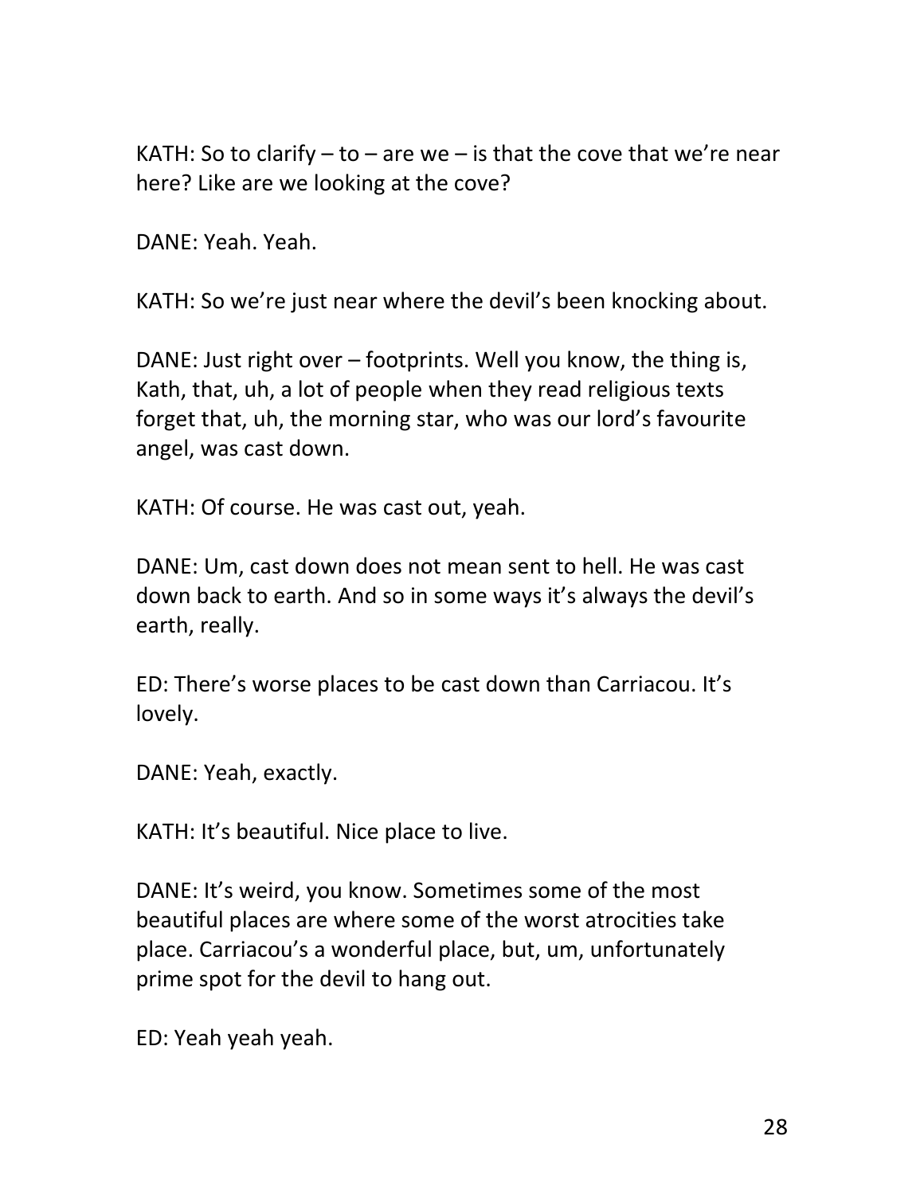KATH: So to clarify – to – are we – is that the cove that we're near here? Like are we looking at the cove?

DANE: Yeah. Yeah.

KATH: So we're just near where the devil's been knocking about.

DANE: Just right over – footprints. Well you know, the thing is, Kath, that, uh, a lot of people when they read religious texts forget that, uh, the morning star, who was our lord's favourite angel, was cast down.

KATH: Of course. He was cast out, yeah.

DANE: Um, cast down does not mean sent to hell. He was cast down back to earth. And so in some ways it's always the devil's earth, really.

ED: There's worse places to be cast down than Carriacou. It's lovely.

DANE: Yeah, exactly.

KATH: It's beautiful. Nice place to live.

DANE: It's weird, you know. Sometimes some of the most beautiful places are where some of the worst atrocities take place. Carriacou's a wonderful place, but, um, unfortunately prime spot for the devil to hang out.

ED: Yeah yeah yeah.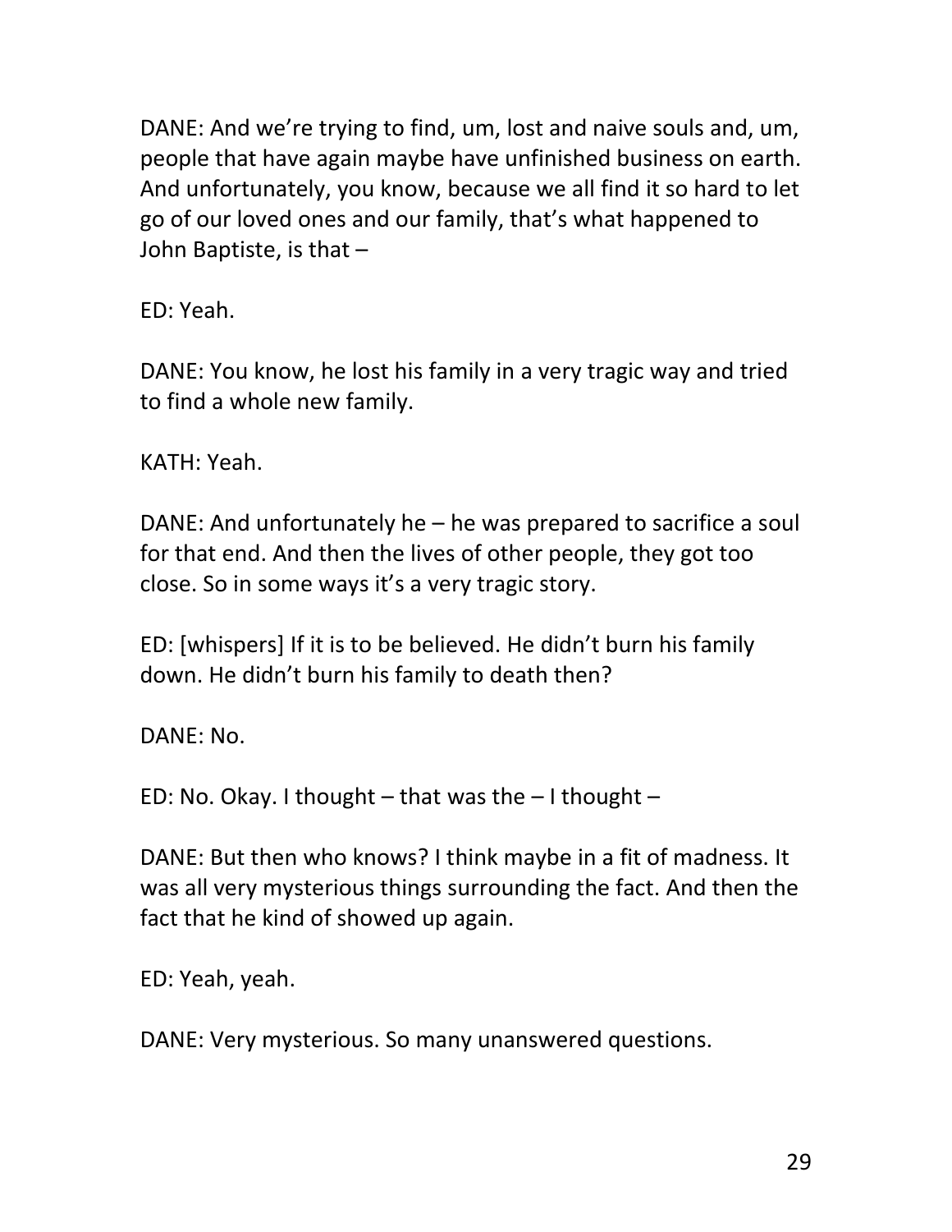DANE: And we're trying to find, um, lost and naive souls and, um, people that have again maybe have unfinished business on earth. And unfortunately, you know, because we all find it so hard to let go of our loved ones and our family, that's what happened to John Baptiste, is that –

ED: Yeah.

DANE: You know, he lost his family in a very tragic way and tried to find a whole new family.

KATH: Yeah.

DANE: And unfortunately he – he was prepared to sacrifice a soul for that end. And then the lives of other people, they got too close. So in some ways it's a very tragic story.

ED: [whispers] If it is to be believed. He didn't burn his family down. He didn't burn his family to death then?

DANE: No.

ED: No. Okay. I thought – that was the – I thought –

DANE: But then who knows? I think maybe in a fit of madness. It was all very mysterious things surrounding the fact. And then the fact that he kind of showed up again.

ED: Yeah, yeah.

DANE: Very mysterious. So many unanswered questions.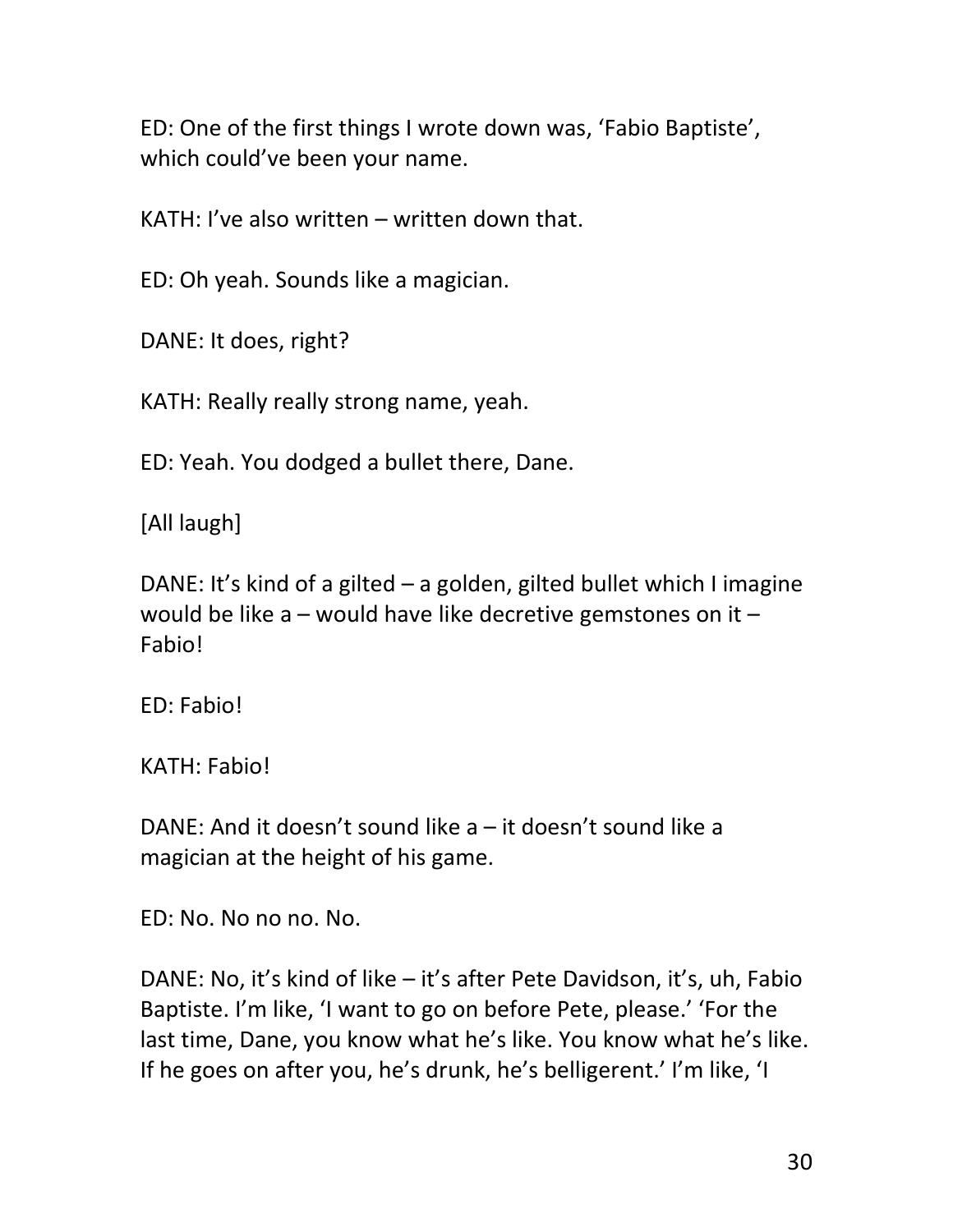ED: One of the first things I wrote down was, 'Fabio Baptiste', which could've been your name.

KATH: I've also written – written down that.

ED: Oh yeah. Sounds like a magician.

DANE: It does, right?

KATH: Really really strong name, yeah.

ED: Yeah. You dodged a bullet there, Dane.

[All laugh]

DANE: It's kind of a gilted – a golden, gilted bullet which I imagine would be like a – would have like decretive gemstones on it – Fabio!

ED: Fabio!

KATH: Fabio!

DANE: And it doesn't sound like a – it doesn't sound like a magician at the height of his game.

ED: No. No no no. No.

DANE: No, it's kind of like – it's after Pete Davidson, it's, uh, Fabio Baptiste. I'm like, 'I want to go on before Pete, please.' 'For the last time, Dane, you know what he's like. You know what he's like. If he goes on after you, he's drunk, he's belligerent.' I'm like, 'I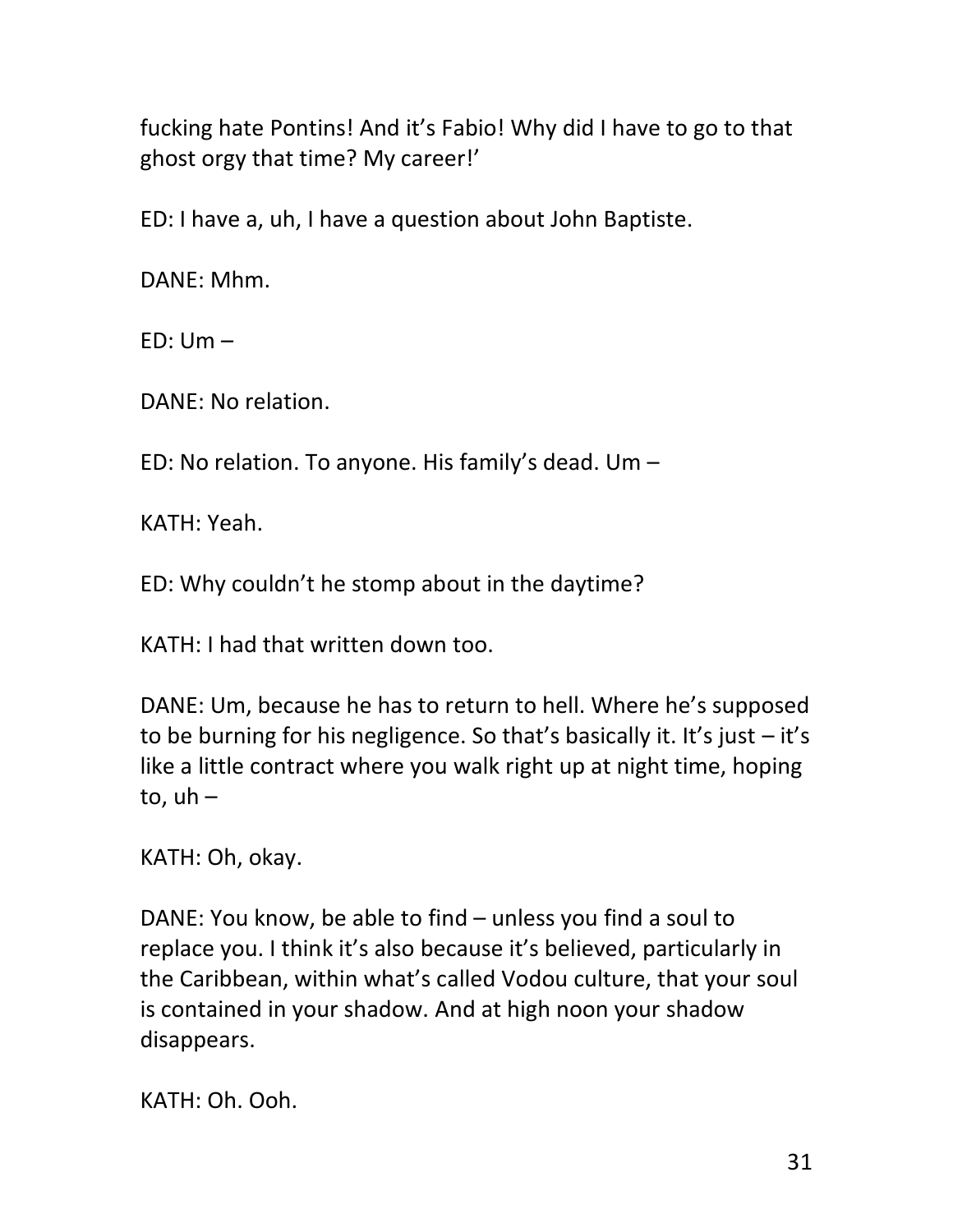fucking hate Pontins! And it's Fabio! Why did I have to go to that ghost orgy that time? My career!'

ED: I have a, uh, I have a question about John Baptiste.

DANE: Mhm.

ED: Um –

DANE: No relation.

ED: No relation. To anyone. His family's dead. Um –

KATH: Yeah.

ED: Why couldn't he stomp about in the daytime?

KATH: I had that written down too.

DANE: Um, because he has to return to hell. Where he's supposed to be burning for his negligence. So that's basically it. It's just – it's like a little contract where you walk right up at night time, hoping to, uh –

KATH: Oh, okay.

DANE: You know, be able to find – unless you find a soul to replace you. I think it's also because it's believed, particularly in the Caribbean, within what's called Vodou culture, that your soul is contained in your shadow. And at high noon your shadow disappears.

KATH: Oh. Ooh.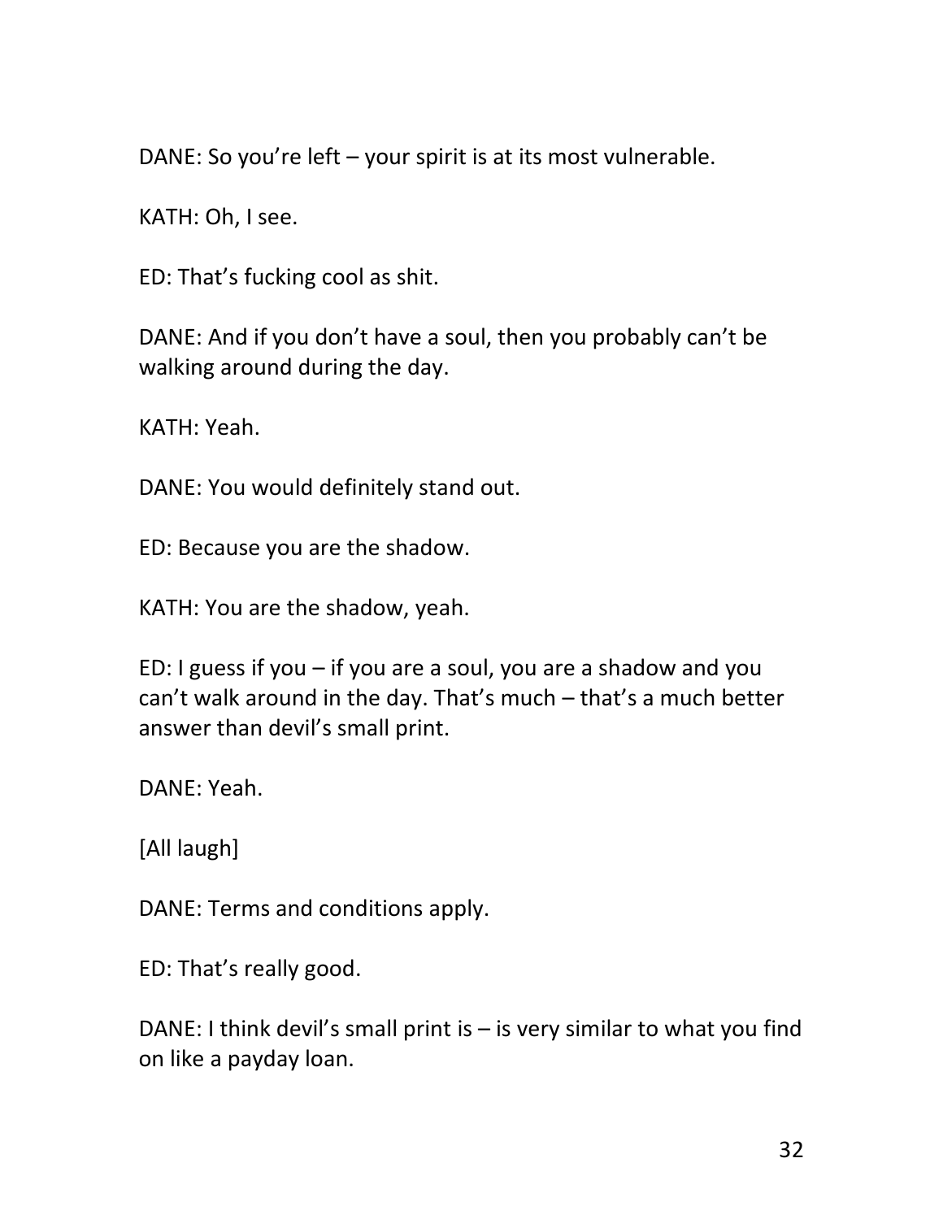DANE: So you're left – your spirit is at its most vulnerable.

KATH: Oh, I see.

ED: That's fucking cool as shit.

DANE: And if you don't have a soul, then you probably can't be walking around during the day.

KATH: Yeah.

DANE: You would definitely stand out.

ED: Because you are the shadow.

KATH: You are the shadow, yeah.

ED: I guess if you – if you are a soul, you are a shadow and you can't walk around in the day. That's much – that's a much better answer than devil's small print.

DANE: Yeah.

[All laugh]

DANE: Terms and conditions apply.

ED: That's really good.

DANE: I think devil's small print is – is very similar to what you find on like a payday loan.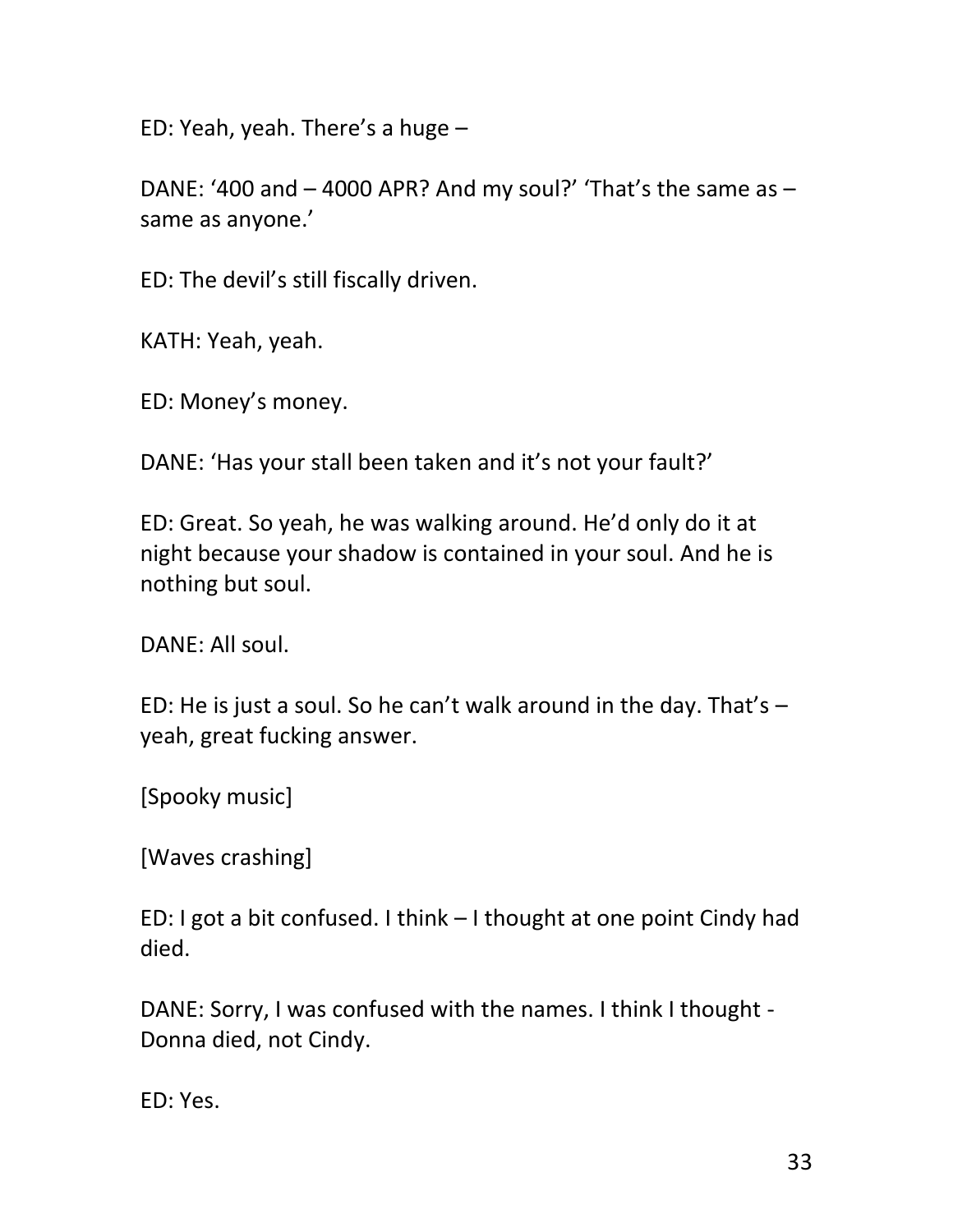ED: Yeah, yeah. There's a huge –

DANE: '400 and – 4000 APR? And my soul?' 'That's the same as – same as anyone.'

ED: The devil's still fiscally driven.

KATH: Yeah, yeah.

ED: Money's money.

DANE: 'Has your stall been taken and it's not your fault?'

ED: Great. So yeah, he was walking around. He'd only do it at night because your shadow is contained in your soul. And he is nothing but soul.

DANE: All soul.

ED: He is just a soul. So he can't walk around in the day. That's – yeah, great fucking answer.

[Spooky music]

[Waves crashing]

ED: I got a bit confused. I think – I thought at one point Cindy had died.

DANE: Sorry, I was confused with the names. I think I thought - Donna died, not Cindy.

ED: Yes.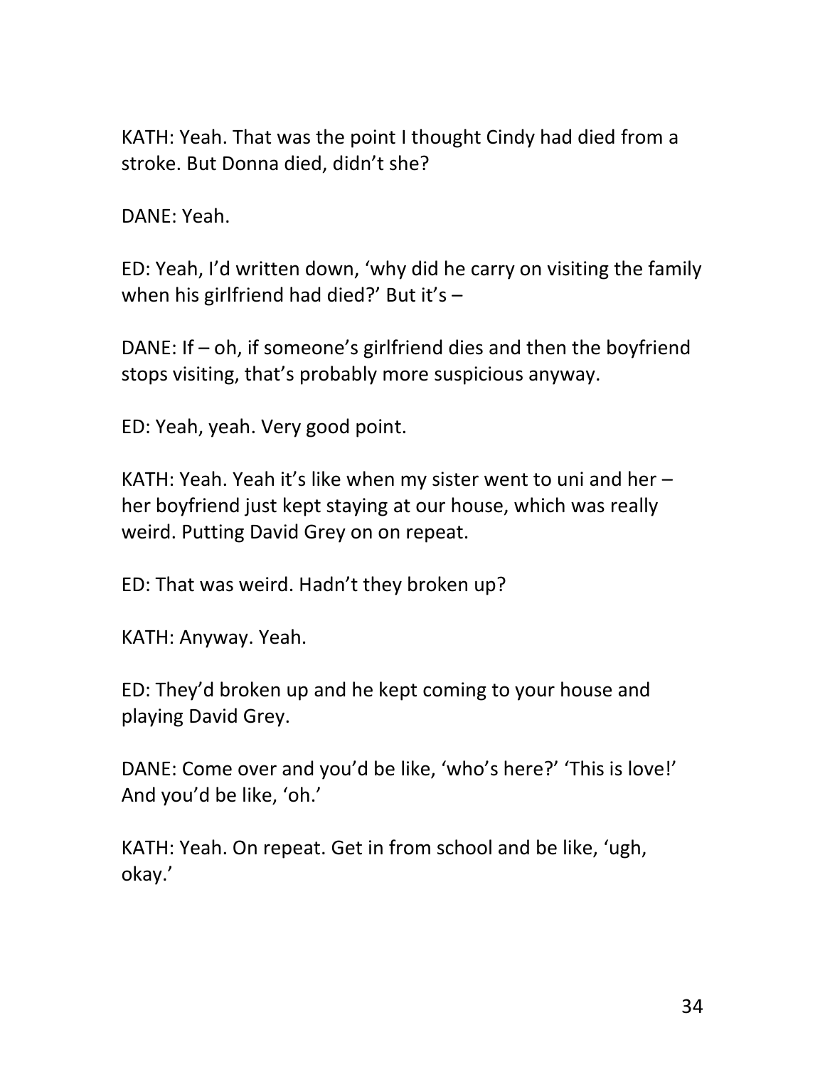KATH: Yeah. That was the point I thought Cindy had died from a stroke. But Donna died, didn't she?

DANE: Yeah.

ED: Yeah, I'd written down, 'why did he carry on visiting the family when his girlfriend had died?' But it's –

DANE: If – oh, if someone's girlfriend dies and then the boyfriend stops visiting, that's probably more suspicious anyway.

ED: Yeah, yeah. Very good point.

KATH: Yeah. Yeah it's like when my sister went to uni and her – her boyfriend just kept staying at our house, which was really weird. Putting David Grey on on repeat.

ED: That was weird. Hadn't they broken up?

KATH: Anyway. Yeah.

ED: They'd broken up and he kept coming to your house and playing David Grey.

DANE: Come over and you'd be like, 'who's here?' 'This is love!' And you'd be like, 'oh.'

KATH: Yeah. On repeat. Get in from school and be like, 'ugh, okay.'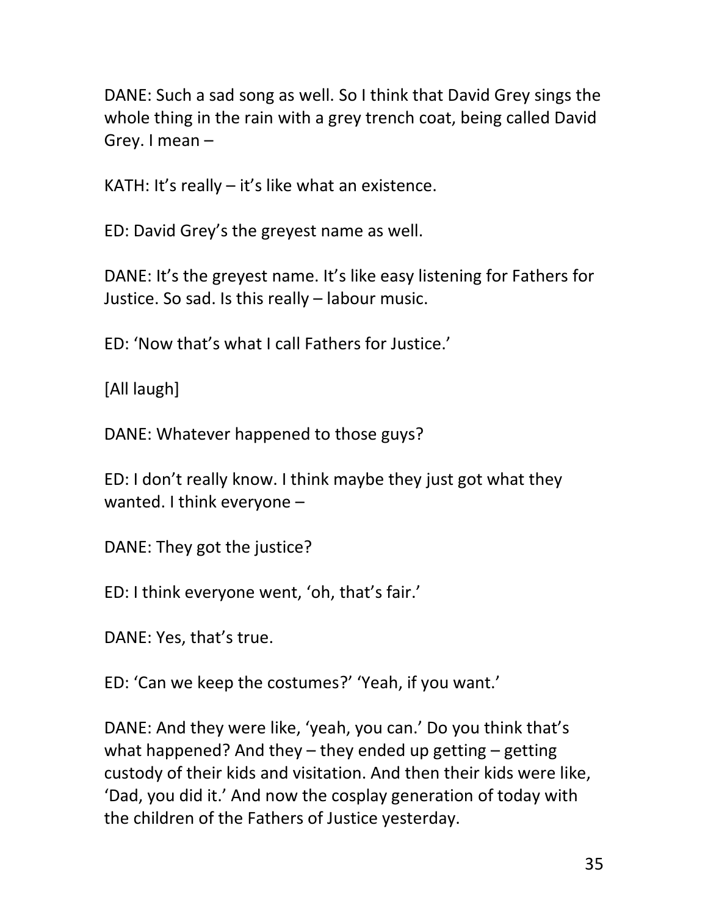DANE: Such a sad song as well. So I think that David Grey sings the whole thing in the rain with a grey trench coat, being called David Grey. I mean –

KATH: It's really – it's like what an existence.

ED: David Grey's the greyest name as well.

DANE: It's the greyest name. It's like easy listening for Fathers for Justice. So sad. Is this really – labour music.

ED: 'Now that's what I call Fathers for Justice.'

[All laugh]

DANE: Whatever happened to those guys?

ED: I don't really know. I think maybe they just got what they wanted. I think everyone –

DANE: They got the justice?

ED: I think everyone went, 'oh, that's fair.'

DANE: Yes, that's true.

ED: 'Can we keep the costumes?' 'Yeah, if you want.'

DANE: And they were like, 'yeah, you can.' Do you think that's what happened? And they – they ended up getting – getting custody of their kids and visitation. And then their kids were like, 'Dad, you did it.' And now the cosplay generation of today with the children of the Fathers of Justice yesterday.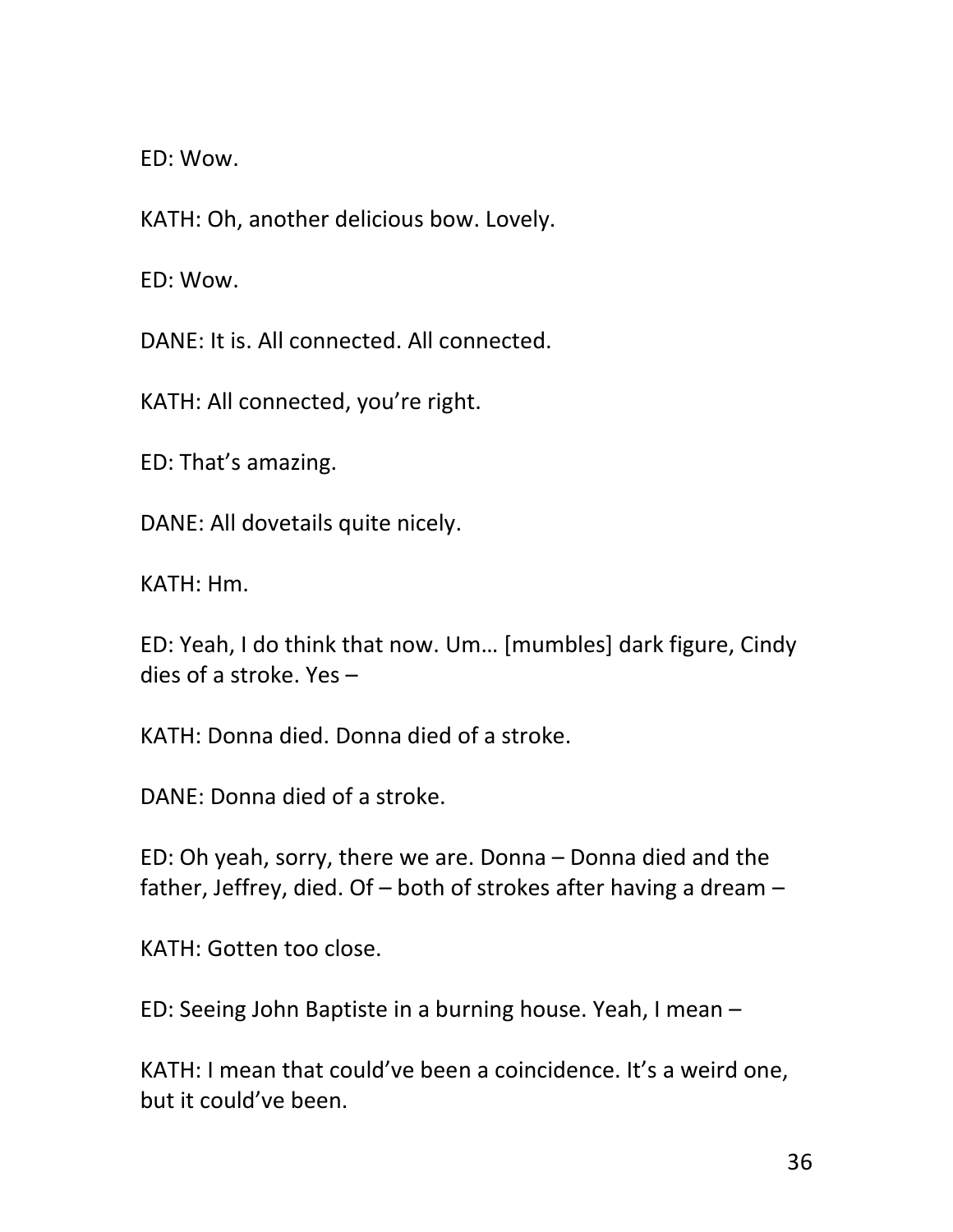ED: Wow.

KATH: Oh, another delicious bow. Lovely.

ED: Wow.

DANE: It is. All connected. All connected.

KATH: All connected, you're right.

ED: That's amazing.

DANE: All dovetails quite nicely.

KATH: Hm.

ED: Yeah, I do think that now. Um… [mumbles] dark figure, Cindy dies of a stroke. Yes –

KATH: Donna died. Donna died of a stroke.

DANE: Donna died of a stroke.

ED: Oh yeah, sorry, there we are. Donna – Donna died and the father, Jeffrey, died. Of – both of strokes after having a dream –

KATH: Gotten too close.

ED: Seeing John Baptiste in a burning house. Yeah, I mean –

KATH: I mean that could've been a coincidence. It's a weird one, but it could've been.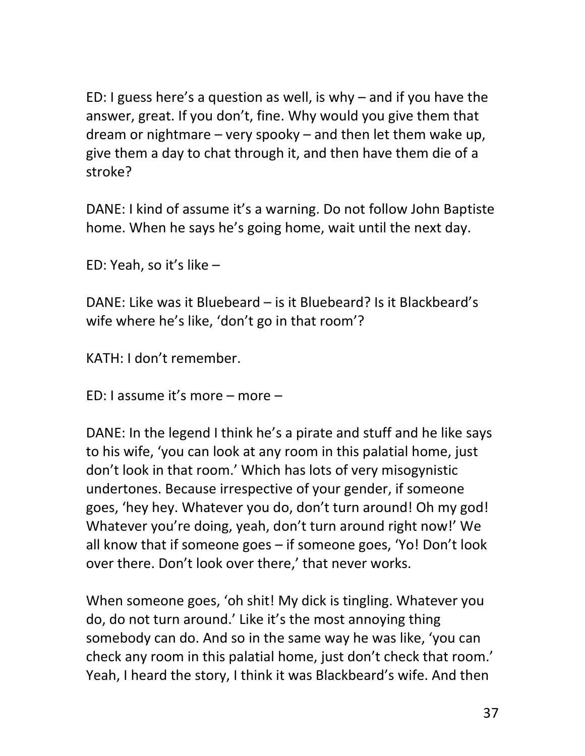ED: I guess here's a question as well, is why – and if you have the answer, great. If you don't, fine. Why would you give them that dream or nightmare – very spooky – and then let them wake up, give them a day to chat through it, and then have them die of a stroke?

DANE: I kind of assume it's a warning. Do not follow John Baptiste home. When he says he's going home, wait until the next day.

ED: Yeah, so it's like –

DANE: Like was it Bluebeard – is it Bluebeard? Is it Blackbeard's wife where he's like, 'don't go in that room'?

KATH: I don't remember.

ED: I assume it's more – more –

DANE: In the legend I think he's a pirate and stuff and he like says to his wife, 'you can look at any room in this palatial home, just don't look in that room.' Which has lots of very misogynistic undertones. Because irrespective of your gender, if someone goes, 'hey hey. Whatever you do, don't turn around! Oh my god! Whatever you're doing, yeah, don't turn around right now!' We all know that if someone goes – if someone goes, 'Yo! Don't look over there. Don't look over there,' that never works.

When someone goes, 'oh shit! My dick is tingling. Whatever you do, do not turn around.' Like it's the most annoying thing somebody can do. And so in the same way he was like, 'you can check any room in this palatial home, just don't check that room.' Yeah, I heard the story, I think it was Blackbeard's wife. And then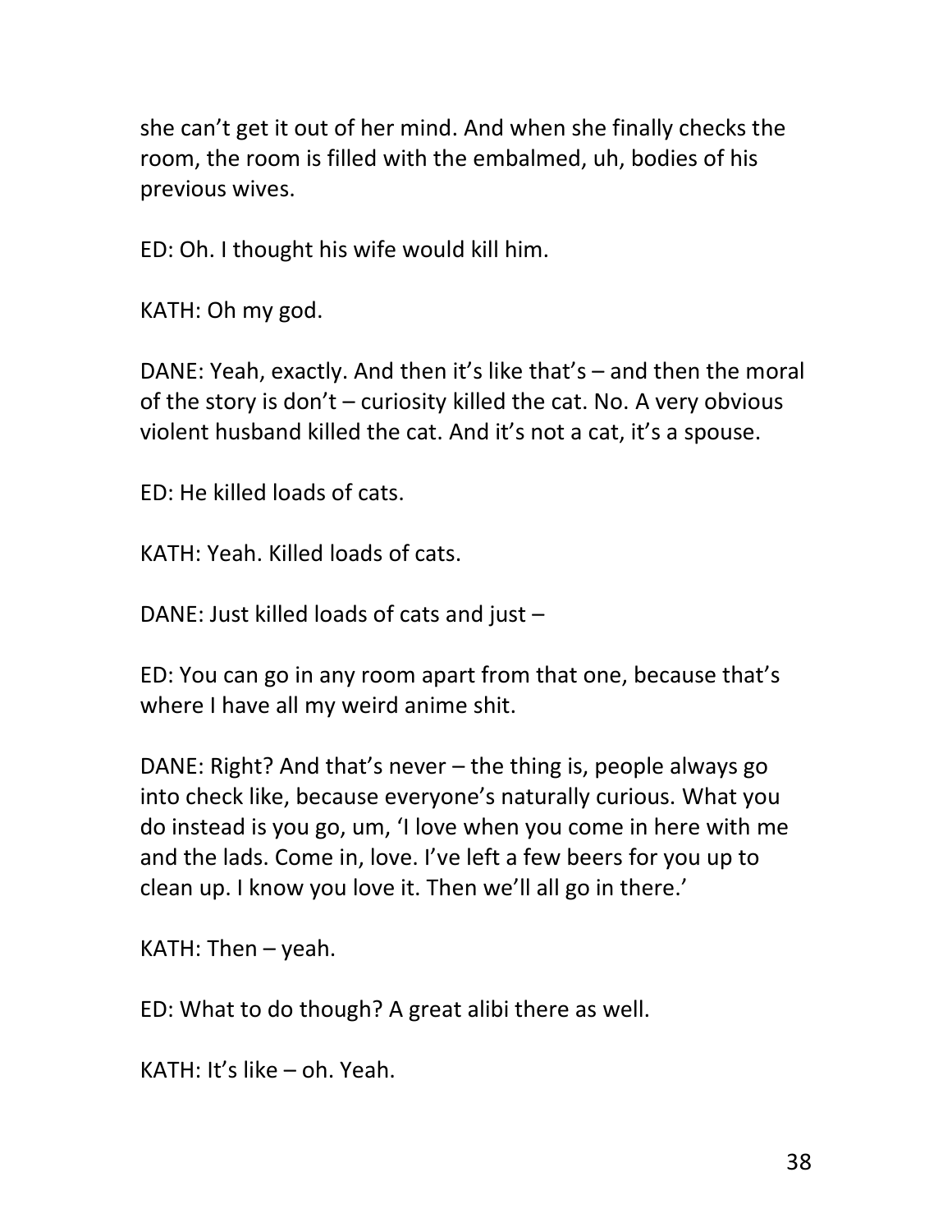she can't get it out of her mind. And when she finally checks the room, the room is filled with the embalmed, uh, bodies of his previous wives.

ED: Oh. I thought his wife would kill him.

KATH: Oh my god.

DANE: Yeah, exactly. And then it's like that's – and then the moral of the story is don't – curiosity killed the cat. No. A very obvious violent husband killed the cat. And it's not a cat, it's a spouse.

ED: He killed loads of cats.

KATH: Yeah. Killed loads of cats.

DANE: Just killed loads of cats and just –

ED: You can go in any room apart from that one, because that's where I have all my weird anime shit.

DANE: Right? And that's never – the thing is, people always go into check like, because everyone's naturally curious. What you do instead is you go, um, 'I love when you come in here with me and the lads. Come in, love. I've left a few beers for you up to clean up. I know you love it. Then we'll all go in there.'

KATH: Then – yeah.

ED: What to do though? A great alibi there as well.

KATH: It's like – oh. Yeah.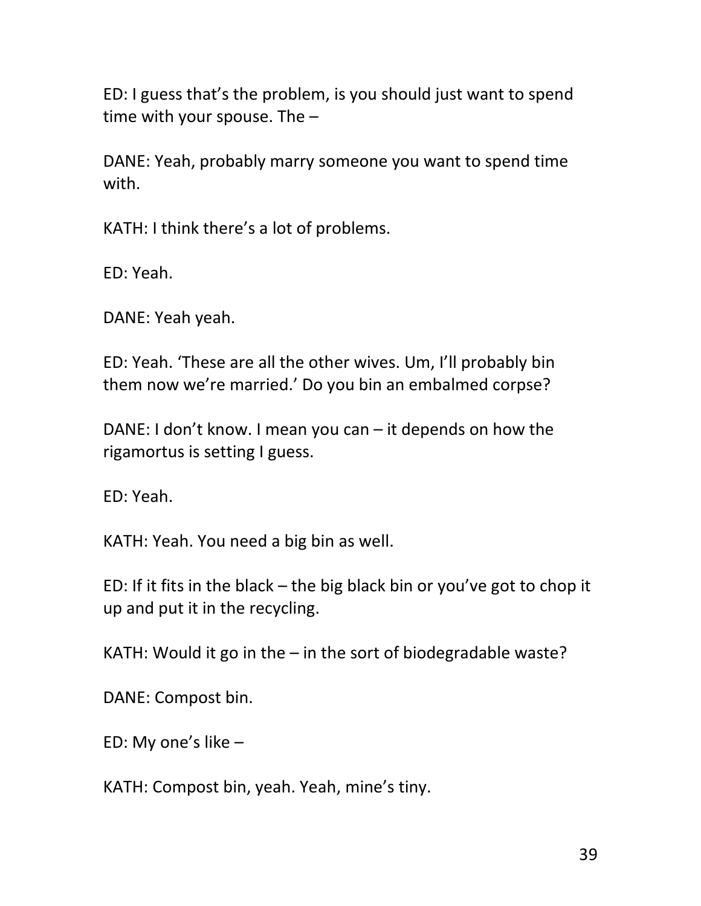ED: I guess that's the problem, is you should just want to spend time with your spouse. The –

DANE: Yeah, probably marry someone you want to spend time with.

KATH: I think there's a lot of problems.

ED: Yeah.

DANE: Yeah yeah.

ED: Yeah. 'These are all the other wives. Um, I'll probably bin them now we're married.' Do you bin an embalmed corpse?

DANE: I don't know. I mean you can – it depends on how the rigamortus is setting I guess.

ED: Yeah.

KATH: Yeah. You need a big bin as well.

ED: If it fits in the black – the big black bin or you've got to chop it up and put it in the recycling.

KATH: Would it go in the – in the sort of biodegradable waste?

DANE: Compost bin.

ED: My one's like –

KATH: Compost bin, yeah. Yeah, mine's tiny.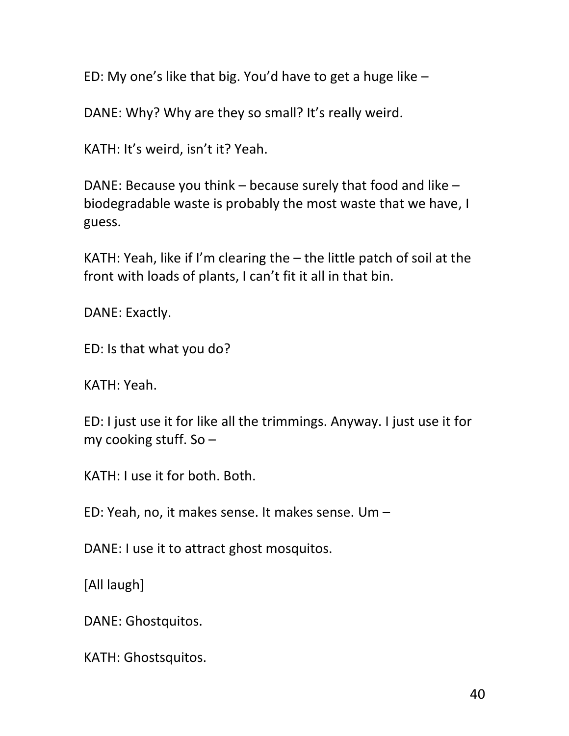ED: My one's like that big. You'd have to get a huge like –

DANE: Why? Why are they so small? It's really weird.

KATH: It's weird, isn't it? Yeah.

DANE: Because you think – because surely that food and like – biodegradable waste is probably the most waste that we have, I guess.

KATH: Yeah, like if I'm clearing the – the little patch of soil at the front with loads of plants, I can't fit it all in that bin.

DANE: Exactly.

ED: Is that what you do?

KATH: Yeah.

ED: I just use it for like all the trimmings. Anyway. I just use it for my cooking stuff. So –

KATH: I use it for both. Both.

ED: Yeah, no, it makes sense. It makes sense. Um –

DANE: I use it to attract ghost mosquitos.

[All laugh]

DANE: Ghostquitos.

KATH: Ghostsquitos.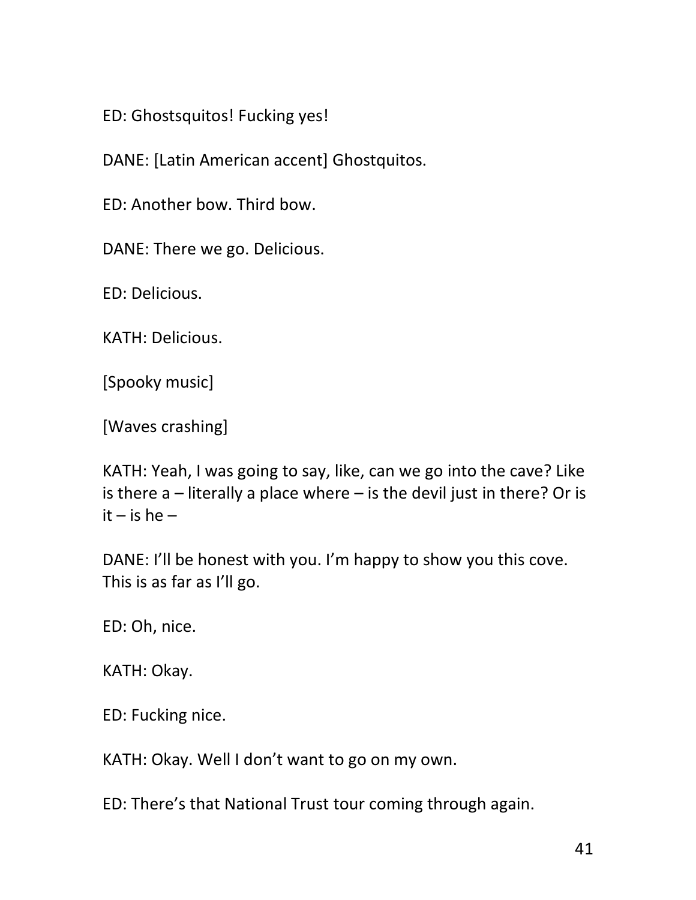ED: Ghostsquitos! Fucking yes!

DANE: [Latin American accent] Ghostquitos.

ED: Another bow. Third bow.

DANE: There we go. Delicious.

ED: Delicious.

KATH: Delicious.

[Spooky music]

[Waves crashing]

KATH: Yeah, I was going to say, like, can we go into the cave? Like is there a – literally a place where – is the devil just in there? Or is it – is he –

DANE: I'll be honest with you. I'm happy to show you this cove. This is as far as I'll go.

ED: Oh, nice.

KATH: Okay.

ED: Fucking nice.

KATH: Okay. Well I don't want to go on my own.

ED: There's that National Trust tour coming through again.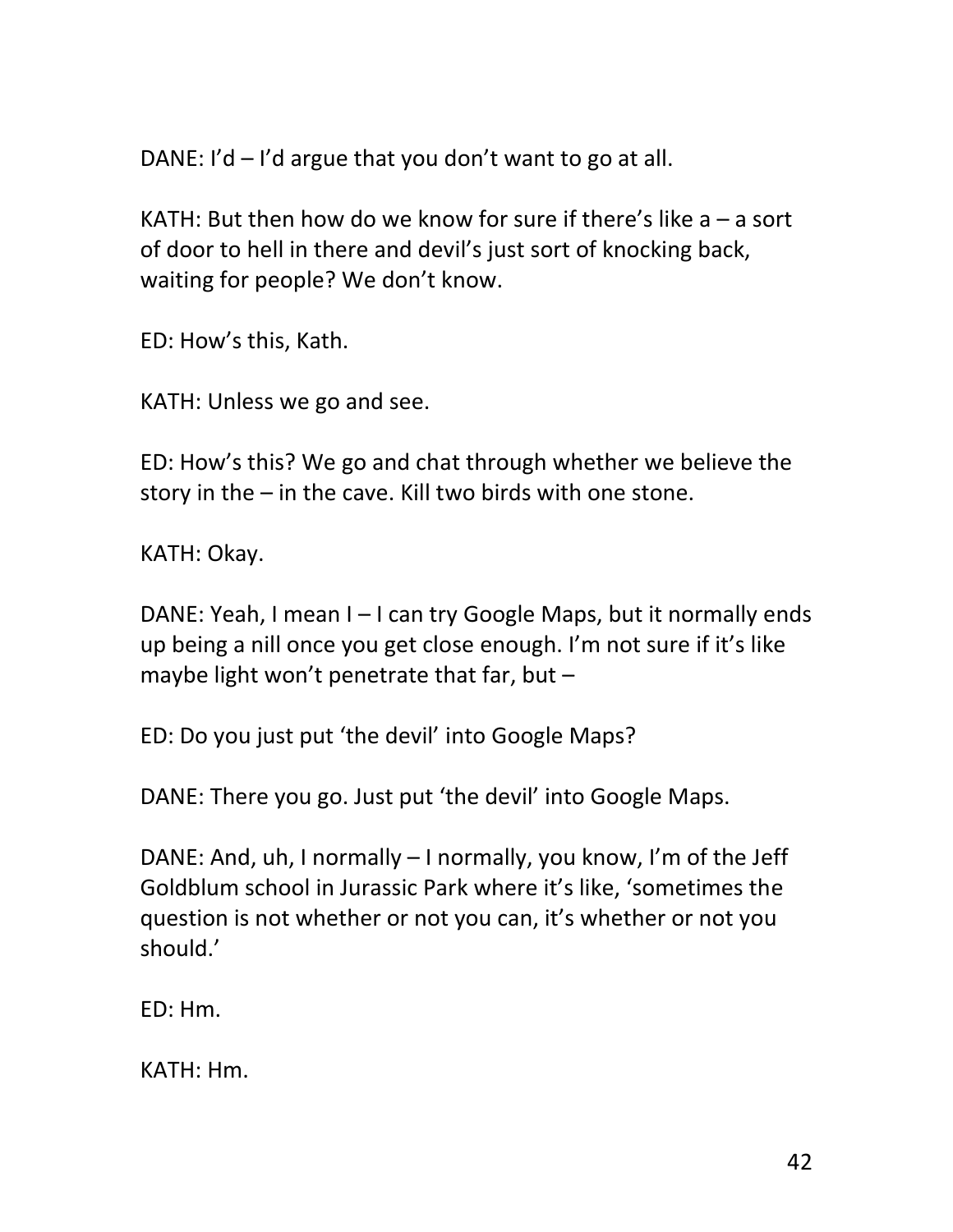DANE: I'd – I'd argue that you don't want to go at all.

KATH: But then how do we know for sure if there's like a – a sort of door to hell in there and devil's just sort of knocking back, waiting for people? We don't know.

ED: How's this, Kath.

KATH: Unless we go and see.

ED: How's this? We go and chat through whether we believe the story in the – in the cave. Kill two birds with one stone.

KATH: Okay.

DANE: Yeah, I mean I – I can try Google Maps, but it normally ends up being a nill once you get close enough. I'm not sure if it's like maybe light won't penetrate that far, but –

ED: Do you just put 'the devil' into Google Maps?

DANE: There you go. Just put 'the devil' into Google Maps.

DANE: And, uh, I normally – I normally, you know, I'm of the Jeff Goldblum school in Jurassic Park where it's like, 'sometimes the question is not whether or not you can, it's whether or not you should.'

ED: Hm.

KATH: Hm.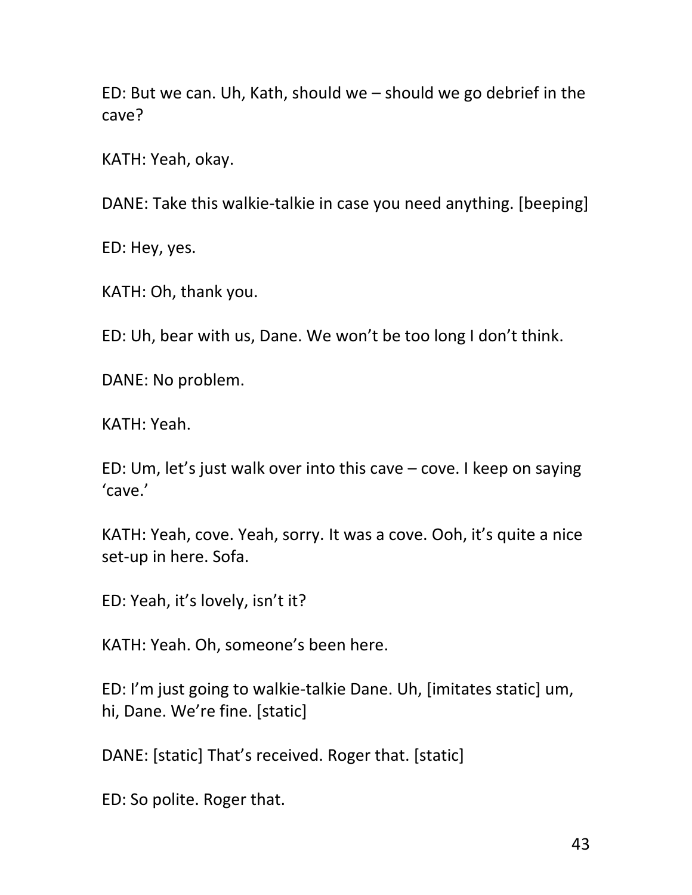ED: But we can. Uh, Kath, should we – should we go debrief in the cave?

KATH: Yeah, okay.

DANE: Take this walkie-talkie in case you need anything. [beeping]

ED: Hey, yes.

KATH: Oh, thank you.

ED: Uh, bear with us, Dane. We won't be too long I don't think.

DANE: No problem.

KATH: Yeah.

ED: Um, let's just walk over into this cave – cove. I keep on saying 'cave.'

KATH: Yeah, cove. Yeah, sorry. It was a cove. Ooh, it's quite a nice set-up in here. Sofa.

ED: Yeah, it's lovely, isn't it?

KATH: Yeah. Oh, someone's been here.

ED: I'm just going to walkie-talkie Dane. Uh, [imitates static] um, hi, Dane. We're fine. [static]

DANE: [static] That's received. Roger that. [static]

ED: So polite. Roger that.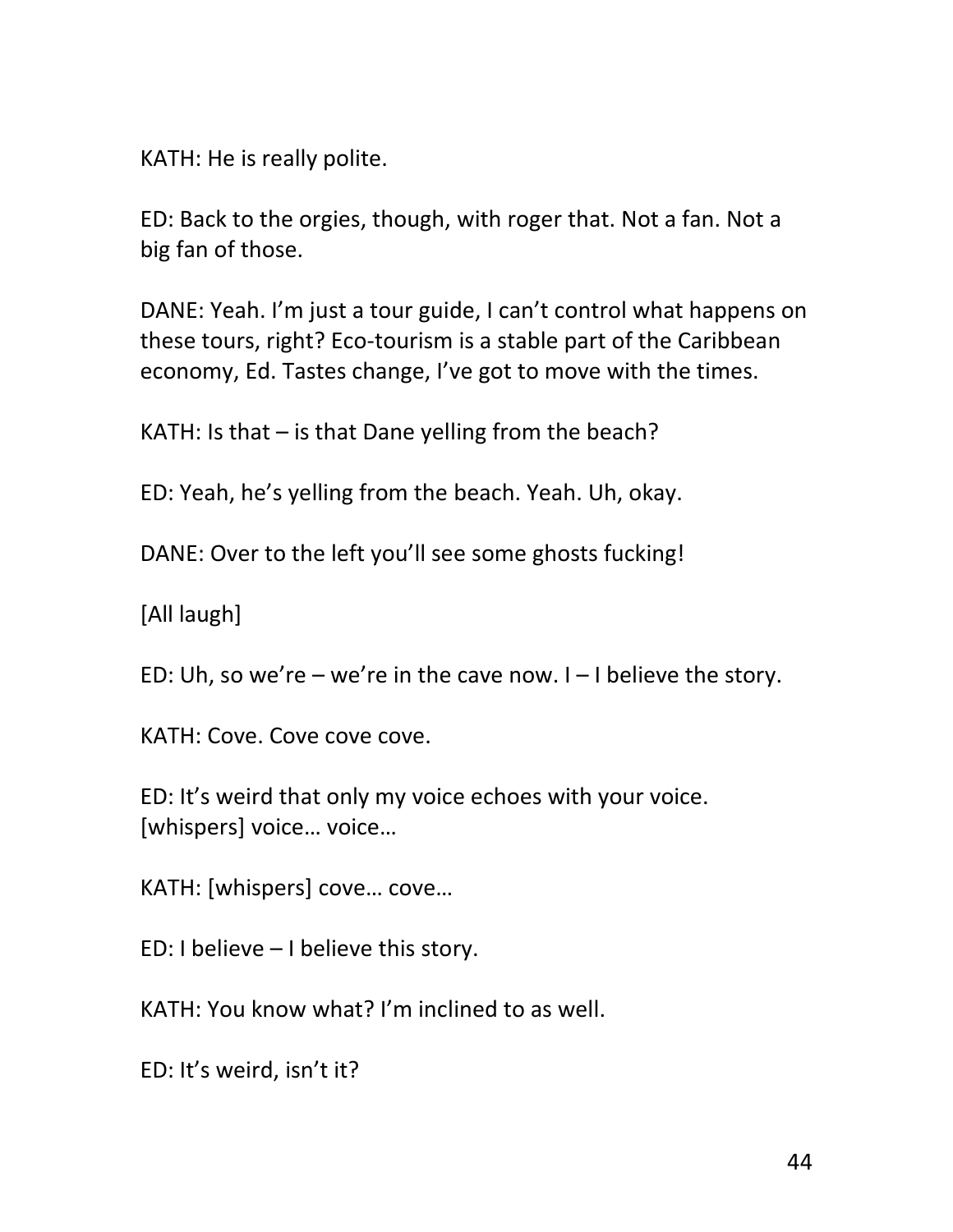KATH: He is really polite.

ED: Back to the orgies, though, with roger that. Not a fan. Not a big fan of those.

DANE: Yeah. I'm just a tour guide, I can't control what happens on these tours, right? Eco-tourism is a stable part of the Caribbean economy, Ed. Tastes change, I've got to move with the times.

KATH: Is that – is that Dane yelling from the beach?

ED: Yeah, he's yelling from the beach. Yeah. Uh, okay.

DANE: Over to the left you'll see some ghosts fucking!

[All laugh]

ED: Uh, so we're – we're in the cave now. I – I believe the story.

KATH: Cove. Cove cove cove.

ED: It's weird that only my voice echoes with your voice. [whispers] voice… voice…

KATH: [whispers] cove… cove…

ED: I believe – I believe this story.

KATH: You know what? I'm inclined to as well.

ED: It's weird, isn't it?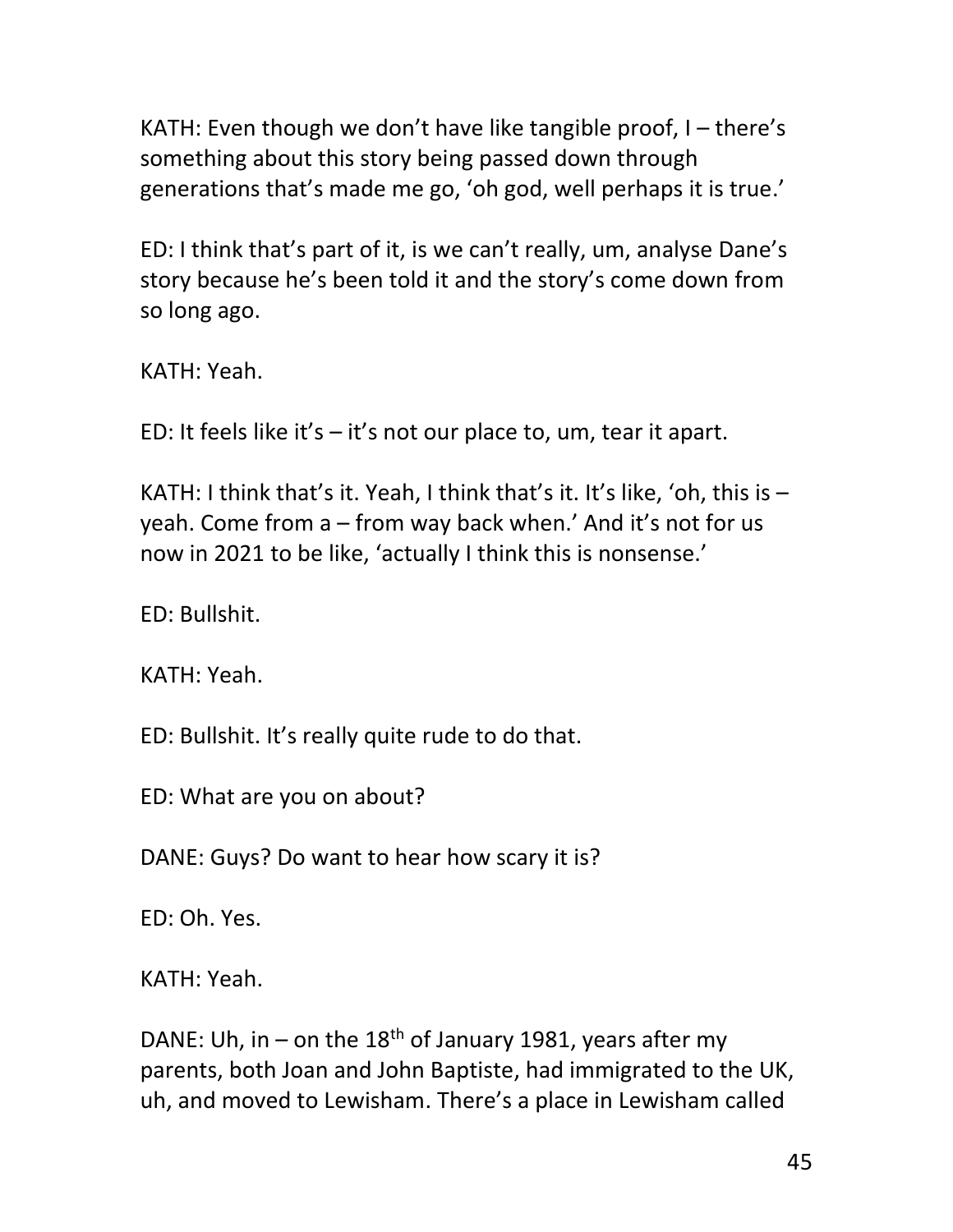KATH: Even though we don't have like tangible proof, I – there's something about this story being passed down through generations that's made me go, 'oh god, well perhaps it is true.'

ED: I think that's part of it, is we can't really, um, analyse Dane's story because he's been told it and the story's come down from so long ago.

KATH: Yeah.

ED: It feels like it's – it's not our place to, um, tear it apart.

KATH: I think that's it. Yeah, I think that's it. It's like, 'oh, this is – yeah. Come from a – from way back when.' And it's not for us now in 2021 to be like, 'actually I think this is nonsense.'

ED: Bullshit.

KATH: Yeah.

ED: Bullshit. It's really quite rude to do that.

ED: What are you on about?

DANE: Guys? Do want to hear how scary it is?

ED: Oh. Yes.

KATH: Yeah.

DANE: Uh, in – on the 18th of January 1981, years after my parents, both Joan and John Baptiste, had immigrated to the UK, uh, and moved to Lewisham. There's a place in Lewisham called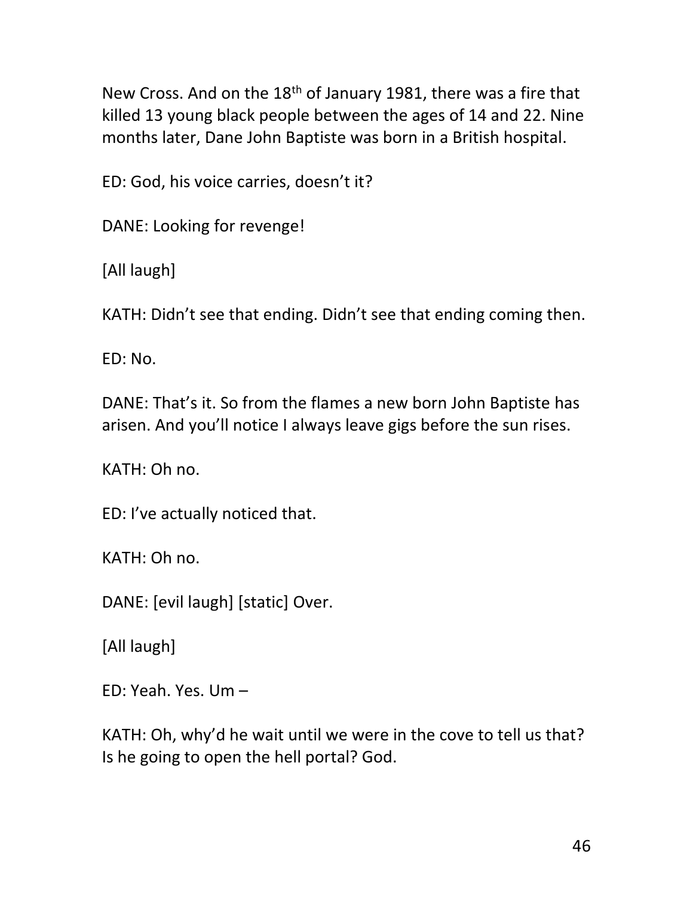New Cross. And on the 18th of January 1981, there was a fire that killed 13 young black people between the ages of 14 and 22. Nine months later, Dane John Baptiste was born in a British hospital.

ED: God, his voice carries, doesn't it?

DANE: Looking for revenge!

[All laugh]

KATH: Didn't see that ending. Didn't see that ending coming then.

ED: No.

DANE: That's it. So from the flames a new born John Baptiste has arisen. And you'll notice I always leave gigs before the sun rises.

KATH: Oh no.

ED: I've actually noticed that.

KATH: Oh no.

DANE: [evil laugh] [static] Over.

[All laugh]

ED: Yeah. Yes. Um –

KATH: Oh, why'd he wait until we were in the cove to tell us that? Is he going to open the hell portal? God.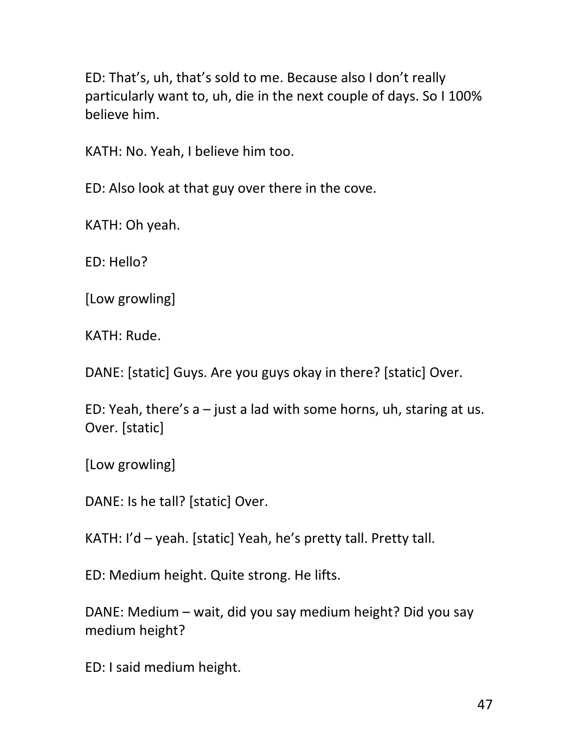ED: That's, uh, that's sold to me. Because also I don't really particularly want to, uh, die in the next couple of days. So I 100% believe him.

KATH: No. Yeah, I believe him too.

ED: Also look at that guy over there in the cove.

KATH: Oh yeah.

ED: Hello?

[Low growling]

KATH: Rude.

DANE: [static] Guys. Are you guys okay in there? [static] Over.

ED: Yeah, there's a – just a lad with some horns, uh, staring at us. Over. [static]

[Low growling]

DANE: Is he tall? [static] Over.

KATH: I'd – yeah. [static] Yeah, he's pretty tall. Pretty tall.

ED: Medium height. Quite strong. He lifts.

DANE: Medium – wait, did you say medium height? Did you say medium height?

ED: I said medium height.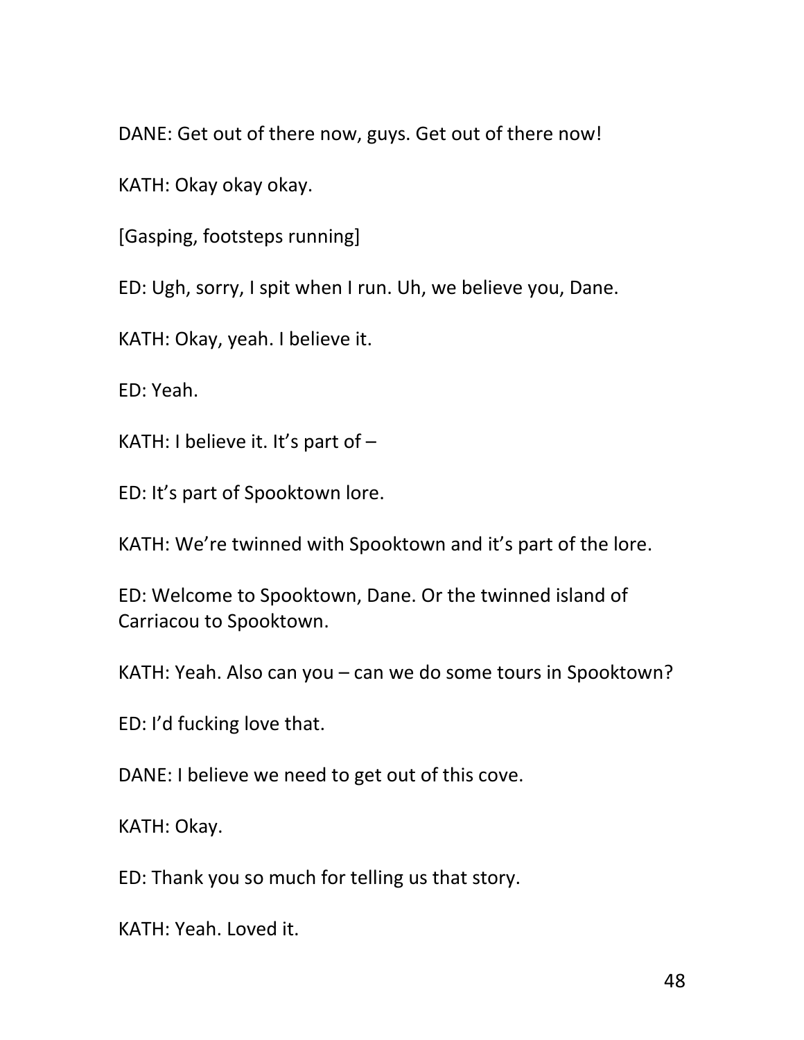DANE: Get out of there now, guys. Get out of there now!

KATH: Okay okay okay.

[Gasping, footsteps running]

ED: Ugh, sorry, I spit when I run. Uh, we believe you, Dane.

KATH: Okay, yeah. I believe it.

ED: Yeah.

KATH: I believe it. It's part of –

ED: It's part of Spooktown lore.

KATH: We're twinned with Spooktown and it's part of the lore.

ED: Welcome to Spooktown, Dane. Or the twinned island of Carriacou to Spooktown.

KATH: Yeah. Also can you – can we do some tours in Spooktown?

ED: I'd fucking love that.

DANE: I believe we need to get out of this cove.

KATH: Okay.

ED: Thank you so much for telling us that story.

KATH: Yeah. Loved it.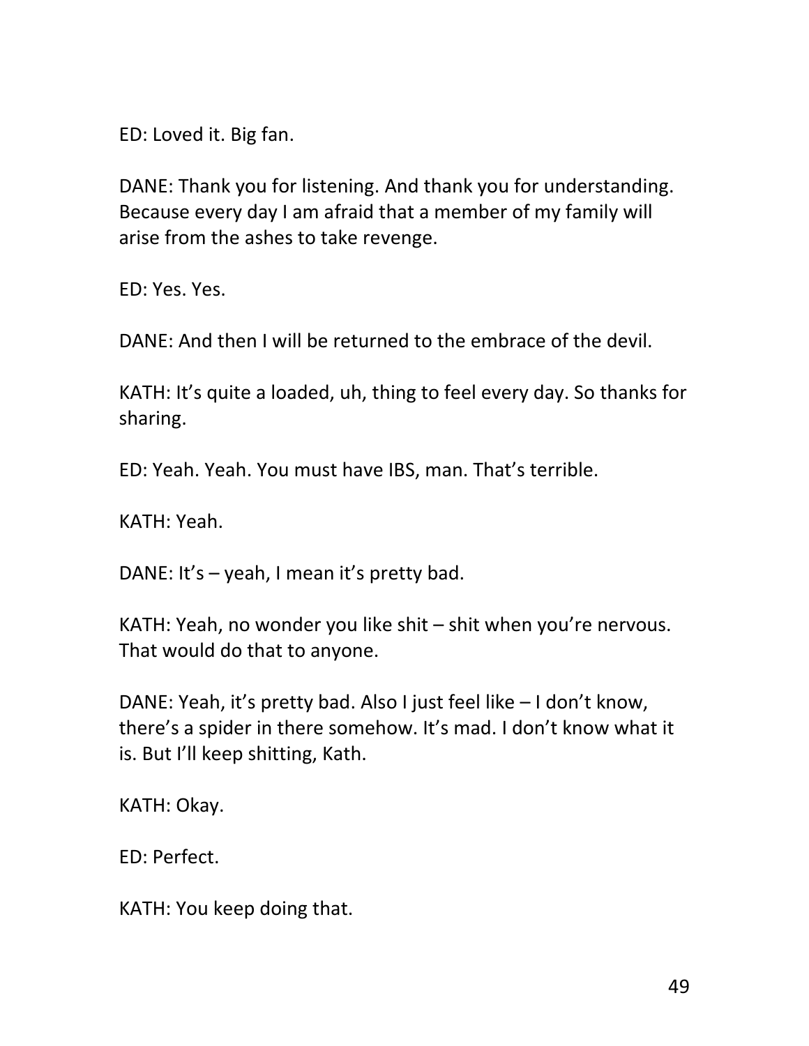ED: Loved it. Big fan.

DANE: Thank you for listening. And thank you for understanding. Because every day I am afraid that a member of my family will arise from the ashes to take revenge.

ED: Yes. Yes.

DANE: And then I will be returned to the embrace of the devil.

KATH: It's quite a loaded, uh, thing to feel every day. So thanks for sharing.

ED: Yeah. Yeah. You must have IBS, man. That's terrible.

KATH: Yeah.

DANE: It's – yeah, I mean it's pretty bad.

KATH: Yeah, no wonder you like shit – shit when you're nervous. That would do that to anyone.

DANE: Yeah, it's pretty bad. Also I just feel like – I don't know, there's a spider in there somehow. It's mad. I don't know what it is. But I'll keep shitting, Kath.

KATH: Okay.

ED: Perfect.

KATH: You keep doing that.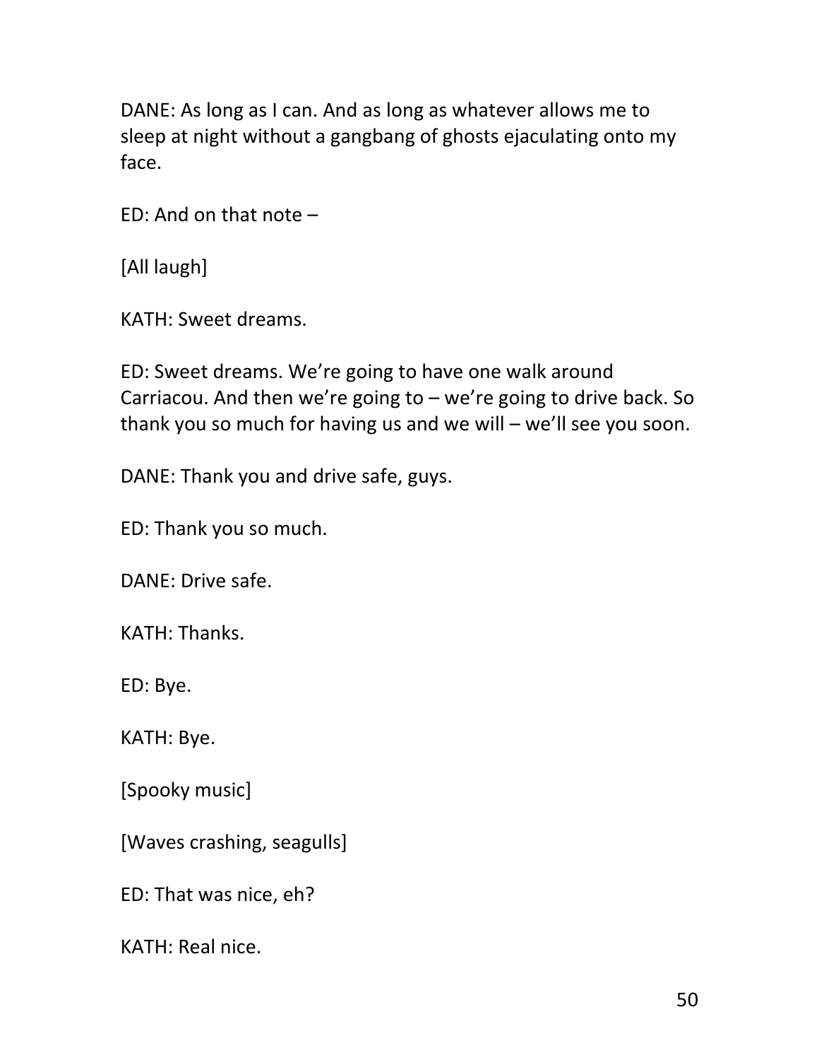DANE: As long as I can. And as long as whatever allows me to sleep at night without a gangbang of ghosts ejaculating onto my face.

ED: And on that note –

[All laugh]

KATH: Sweet dreams.

ED: Sweet dreams. We're going to have one walk around Carriacou. And then we're going to – we're going to drive back. So thank you so much for having us and we will – we'll see you soon.

DANE: Thank you and drive safe, guys.

ED: Thank you so much.

DANE: Drive safe.

KATH: Thanks.

ED: Bye.

KATH: Bye.

[Spooky music]

[Waves crashing, seagulls]

ED: That was nice, eh?

KATH: Real nice.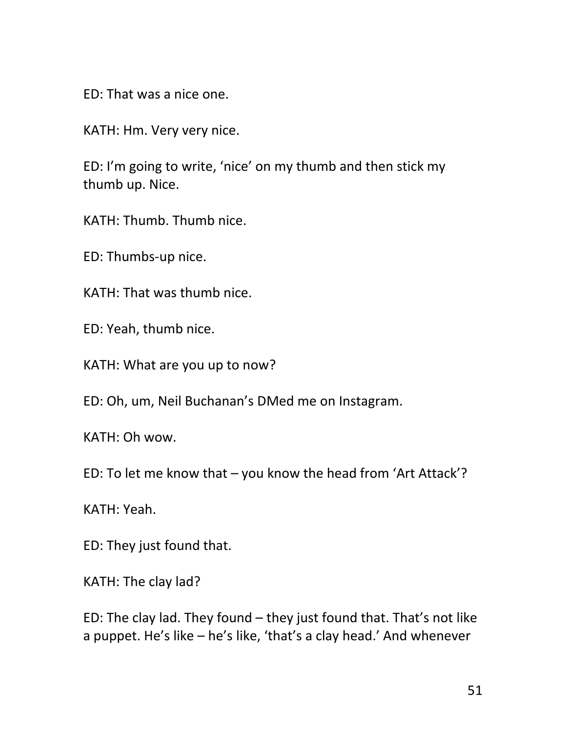ED: That was a nice one.

KATH: Hm. Very very nice.

ED: I'm going to write, 'nice' on my thumb and then stick my thumb up. Nice.

KATH: Thumb. Thumb nice.

ED: Thumbs-up nice.

KATH: That was thumb nice.

ED: Yeah, thumb nice.

KATH: What are you up to now?

ED: Oh, um, Neil Buchanan's DMed me on Instagram.

KATH: Oh wow.

ED: To let me know that – you know the head from 'Art Attack'?

KATH: Yeah.

ED: They just found that.

KATH: The clay lad?

ED: The clay lad. They found – they just found that. That's not like a puppet. He's like – he's like, 'that's a clay head.' And whenever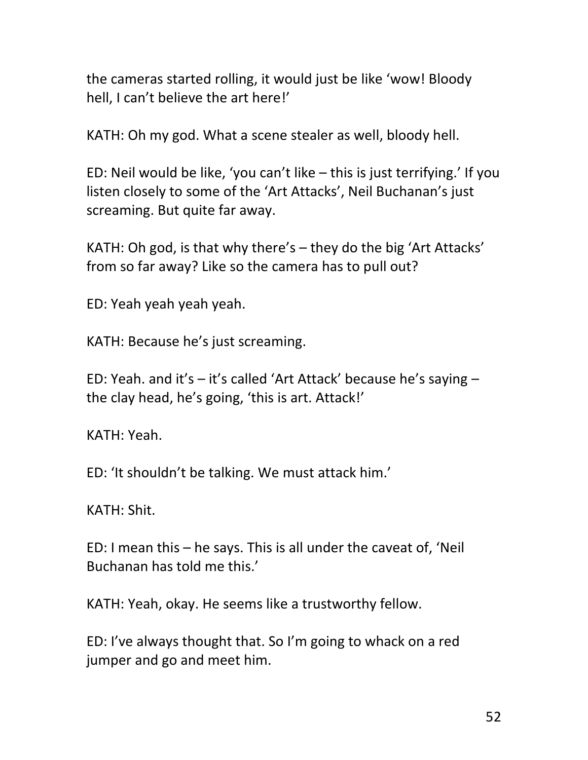the cameras started rolling, it would just be like 'wow! Bloody hell, I can't believe the art here!'

KATH: Oh my god. What a scene stealer as well, bloody hell.

ED: Neil would be like, 'you can't like – this is just terrifying.' If you listen closely to some of the 'Art Attacks', Neil Buchanan's just screaming. But quite far away.

KATH: Oh god, is that why there's – they do the big 'Art Attacks' from so far away? Like so the camera has to pull out?

ED: Yeah yeah yeah yeah.

KATH: Because he's just screaming.

ED: Yeah. and it's – it's called 'Art Attack' because he's saying – the clay head, he's going, 'this is art. Attack!'

KATH: Yeah.

ED: 'It shouldn't be talking. We must attack him.'

KATH: Shit.

ED: I mean this – he says. This is all under the caveat of, 'Neil Buchanan has told me this.'

KATH: Yeah, okay. He seems like a trustworthy fellow.

ED: I've always thought that. So I'm going to whack on a red jumper and go and meet him.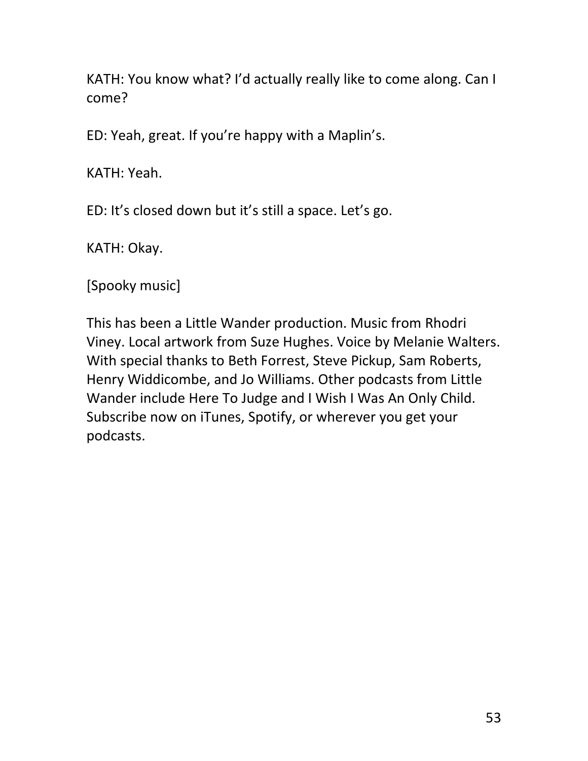KATH: You know what? I'd actually really like to come along. Can I come?

ED: Yeah, great. If you're happy with a Maplin's.

KATH: Yeah.

ED: It's closed down but it's still a space. Let's go.

KATH: Okay.

[Spooky music]

This has been a Little Wander production. Music from Rhodri Viney. Local artwork from Suze Hughes. Voice by Melanie Walters. With special thanks to Beth Forrest, Steve Pickup, Sam Roberts, Henry Widdicombe, and Jo Williams. Other podcasts from Little Wander include Here To Judge and I Wish I Was An Only Child. Subscribe now on iTunes, Spotify, or wherever you get your podcasts.